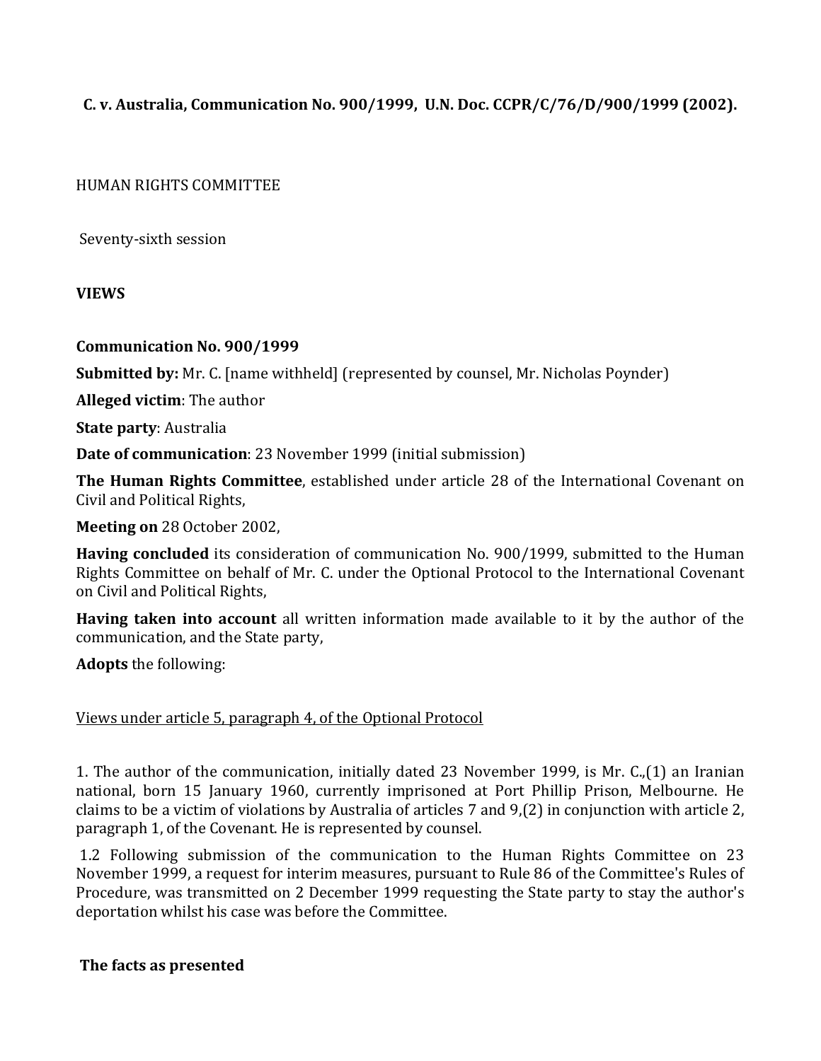**C. v. Australia, Communication No. 900/1999, U.N. Doc. CCPR/C/76/D/900/1999 (2002).**

HUMAN RIGHTS COMMITTEE

Seventy-sixth session

**VIEWS**

**Communication No. 900/1999**

**Submitted by:** Mr. C. [name withheld] (represented by counsel, Mr. Nicholas Poynder)

**Alleged victim**: The author

**State party**: Australia

**Date of communication**: 23 November 1999 (initial submission)

**The Human Rights Committee**, established under article 28 of the International Covenant on Civil and Political Rights,

**Meeting on** 28 October 2002,

**Having concluded** its consideration of communication No. 900/1999, submitted to the Human Rights Committee on behalf of Mr. C. under the Optional Protocol to the International Covenant on Civil and Political Rights,

**Having taken into account** all written information made available to it by the author of the communication, and the State party,

**Adopts** the following:

<u>Views under article 5, paragraph 4, of the Optional Protocol</u>

1. The author of the communication, initially dated 23 November 1999, is Mr. C.,(1) an Iranian national, born 15 January 1960, currently imprisoned at Port Phillip Prison, Melbourne. He claims to be a victim of violations by Australia of articles 7 and 9,(2) in conjunction with article 2, paragraph 1, of the Covenant. He is represented by counsel.

1.2 Following submission of the communication to the Human Rights Committee on 23 November 1999, a request for interim measures, pursuant to Rule 86 of the Committee's Rules of Procedure, was transmitted on 2 December 1999 requesting the State party to stay the author's deportation whilst his case was before the Committee.

**The facts as presented**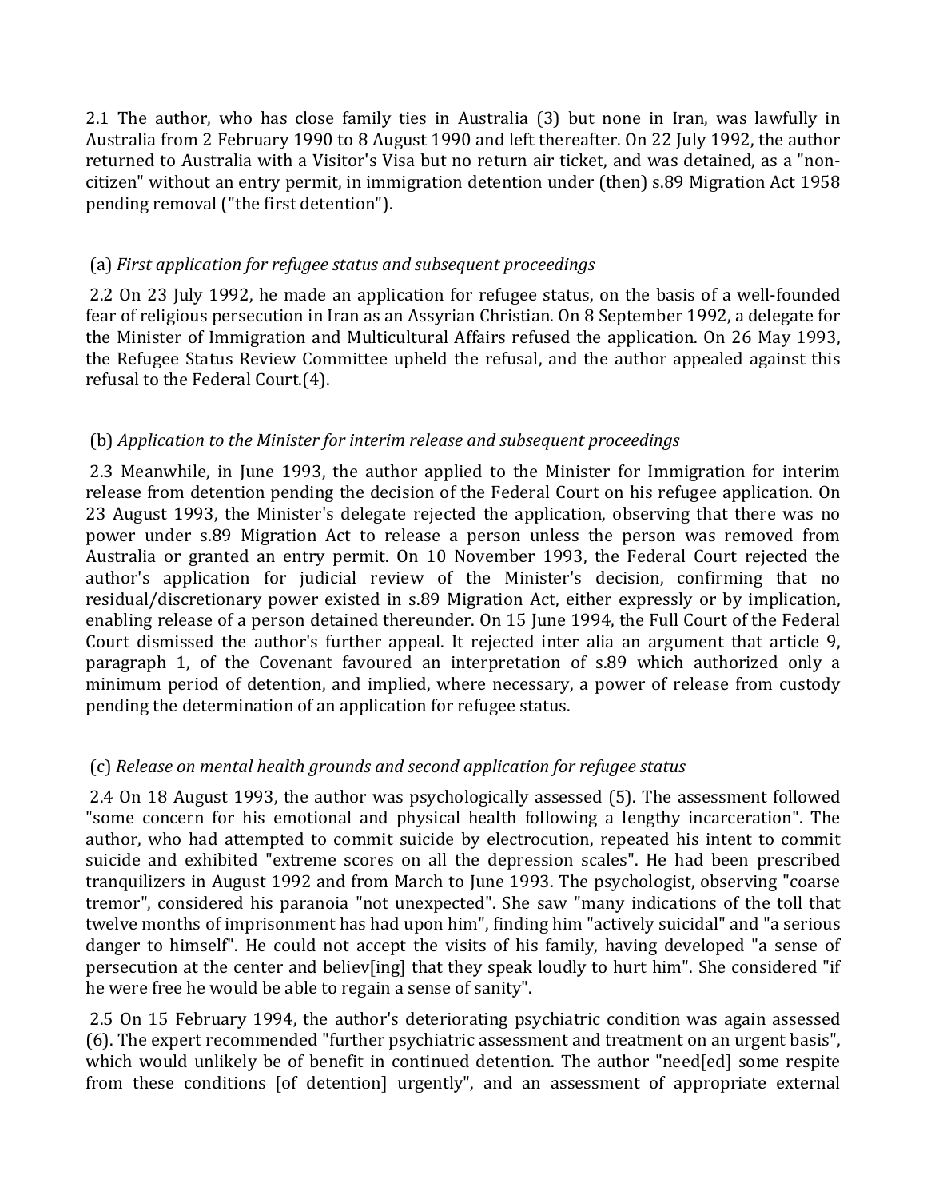2.1 The author, who has close family ties in Australia (3) but none in Iran, was lawfully in Australia from 2 February 1990 to 8 August 1990 and left thereafter. On 22 July 1992, the author returned to Australia with a Visitor's Visa but no return air ticket, and was detained, as a "non-citizen" without an entry permit, in immigration detention under (then) s.89 Migration Act 1958 pending removal ("the first detention").

(a) *First application for refugee status and subsequent proceedings*

2.2 On 23 July 1992, he made an application for refugee status, on the basis of a well-founded fear of religious persecution in Iran as an Assyrian Christian. On 8 September 1992, a delegate for the Minister of Immigration and Multicultural Affairs refused the application. On 26 May 1993, the Refugee Status Review Committee upheld the refusal, and the author appealed against this refusal to the Federal Court.(4).

(b) *Application to the Minister for interim release and subsequent proceedings*

2.3 Meanwhile, in June 1993, the author applied to the Minister for Immigration for interim release from detention pending the decision of the Federal Court on his refugee application. On 23 August 1993, the Minister's delegate rejected the application, observing that there was no power under s.89 Migration Act to release a person unless the person was removed from Australia or granted an entry permit. On 10 November 1993, the Federal Court rejected the author's application for judicial review of the Minister's decision, confirming that no residual/discretionary power existed in s.89 Migration Act, either expressly or by implication, enabling release of a person detained thereunder. On 15 June 1994, the Full Court of the Federal Court dismissed the author's further appeal. It rejected inter alia an argument that article 9, paragraph 1, of the Covenant favoured an interpretation of s.89 which authorized only a minimum period of detention, and implied, where necessary, a power of release from custody pending the determination of an application for refugee status.

(c) *Release on mental health grounds and second application for refugee status*

2.4 On 18 August 1993, the author was psychologically assessed (5). The assessment followed "some concern for his emotional and physical health following a lengthy incarceration". The author, who had attempted to commit suicide by electrocution, repeated his intent to commit suicide and exhibited "extreme scores on all the depression scales". He had been prescribed tranquilizers in August 1992 and from March to June 1993. The psychologist, observing "coarse tremor", considered his paranoia "not unexpected". She saw "many indications of the toll that twelve months of imprisonment has had upon him", finding him "actively suicidal" and "a serious danger to himself". He could not accept the visits of his family, having developed "a sense of persecution at the center and believ[ing] that they speak loudly to hurt him". She considered "if he were free he would be able to regain a sense of sanity".

2.5 On 15 February 1994, the author's deteriorating psychiatric condition was again assessed (6). The expert recommended "further psychiatric assessment and treatment on an urgent basis", which would unlikely be of benefit in continued detention. The author "need[ed] some respite from these conditions [of detention] urgently", and an assessment of appropriate external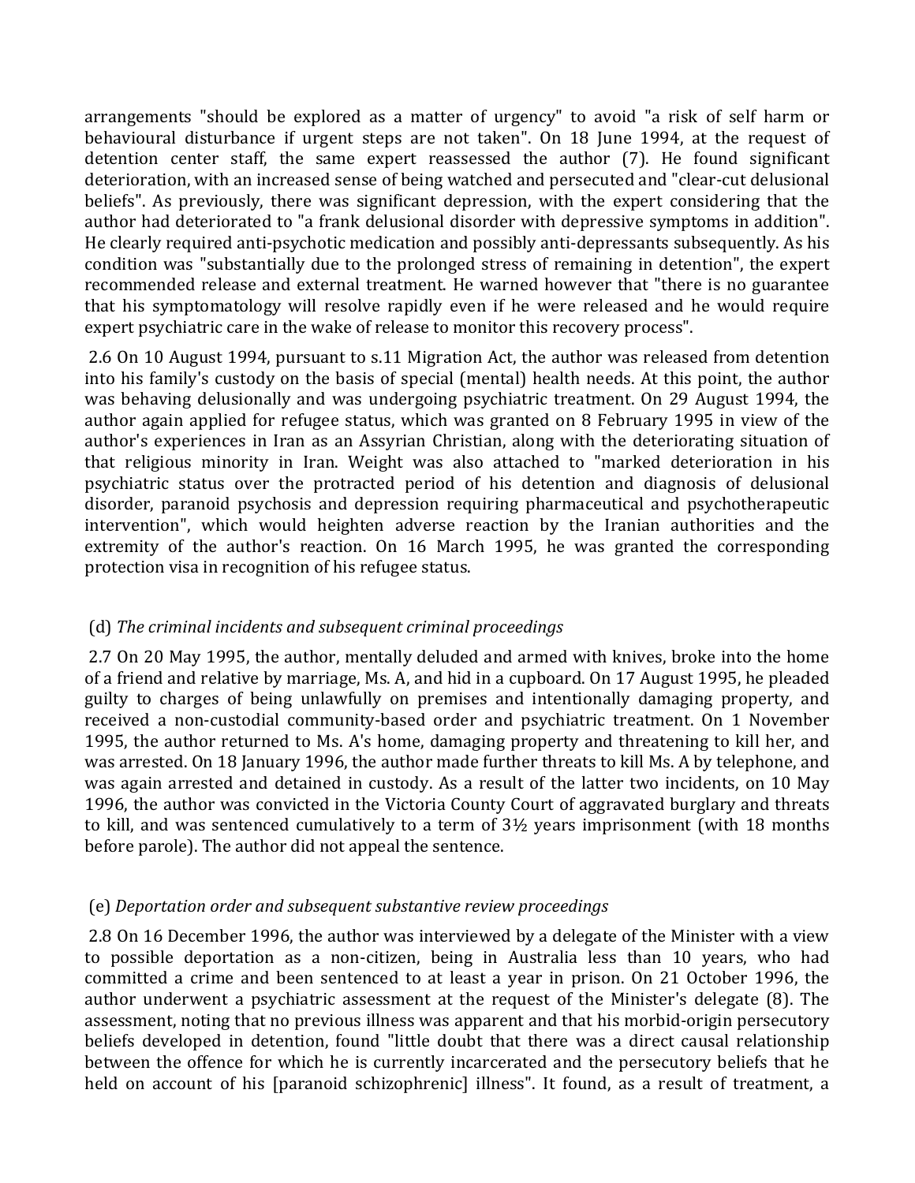arrangements "should be explored as a matter of urgency" to avoid "a risk of self harm or behavioural disturbance if urgent steps are not taken". On 18 June 1994, at the request of detention center staff, the same expert reassessed the author (7). He found significant deterioration, with an increased sense of being watched and persecuted and "clear-cut delusional beliefs". As previously, there was significant depression, with the expert considering that the author had deteriorated to "a frank delusional disorder with depressive symptoms in addition". He clearly required anti-psychotic medication and possibly anti-depressants subsequently. As his condition was "substantially due to the prolonged stress of remaining in detention", the expert recommended release and external treatment. He warned however that "there is no guarantee that his symptomatology will resolve rapidly even if he were released and he would require expert psychiatric care in the wake of release to monitor this recovery process".

2.6 On 10 August 1994, pursuant to s.11 Migration Act, the author was released from detention into his family's custody on the basis of special (mental) health needs. At this point, the author was behaving delusionally and was undergoing psychiatric treatment. On 29 August 1994, the author again applied for refugee status, which was granted on 8 February 1995 in view of the author's experiences in Iran as an Assyrian Christian, along with the deteriorating situation of that religious minority in Iran. Weight was also attached to "marked deterioration in his psychiatric status over the protracted period of his detention and diagnosis of delusional disorder, paranoid psychosis and depression requiring pharmaceutical and psychotherapeutic intervention", which would heighten adverse reaction by the Iranian authorities and the extremity of the author's reaction. On 16 March 1995, he was granted the corresponding protection visa in recognition of his refugee status.

(d) *The criminal incidents and subsequent criminal proceedings*

2.7 On 20 May 1995, the author, mentally deluded and armed with knives, broke into the home of a friend and relative by marriage, Ms. A, and hid in a cupboard. On 17 August 1995, he pleaded guilty to charges of being unlawfully on premises and intentionally damaging property, and received a non-custodial community-based order and psychiatric treatment. On 1 November 1995, the author returned to Ms. A's home, damaging property and threatening to kill her, and was arrested. On 18 January 1996, the author made further threats to kill Ms. A by telephone, and was again arrested and detained in custody. As a result of the latter two incidents, on 10 May 1996, the author was convicted in the Victoria County Court of aggravated burglary and threats to kill, and was sentenced cumulatively to a term of 3½ years imprisonment (with 18 months before parole). The author did not appeal the sentence.

(e) *Deportation order and subsequent substantive review proceedings*

2.8 On 16 December 1996, the author was interviewed by a delegate of the Minister with a view to possible deportation as a non-citizen, being in Australia less than 10 years, who had committed a crime and been sentenced to at least a year in prison. On 21 October 1996, the author underwent a psychiatric assessment at the request of the Minister's delegate (8). The assessment, noting that no previous illness was apparent and that his morbid-origin persecutory beliefs developed in detention, found "little doubt that there was a direct causal relationship between the offence for which he is currently incarcerated and the persecutory beliefs that he held on account of his [paranoid schizophrenic] illness". It found, as a result of treatment, a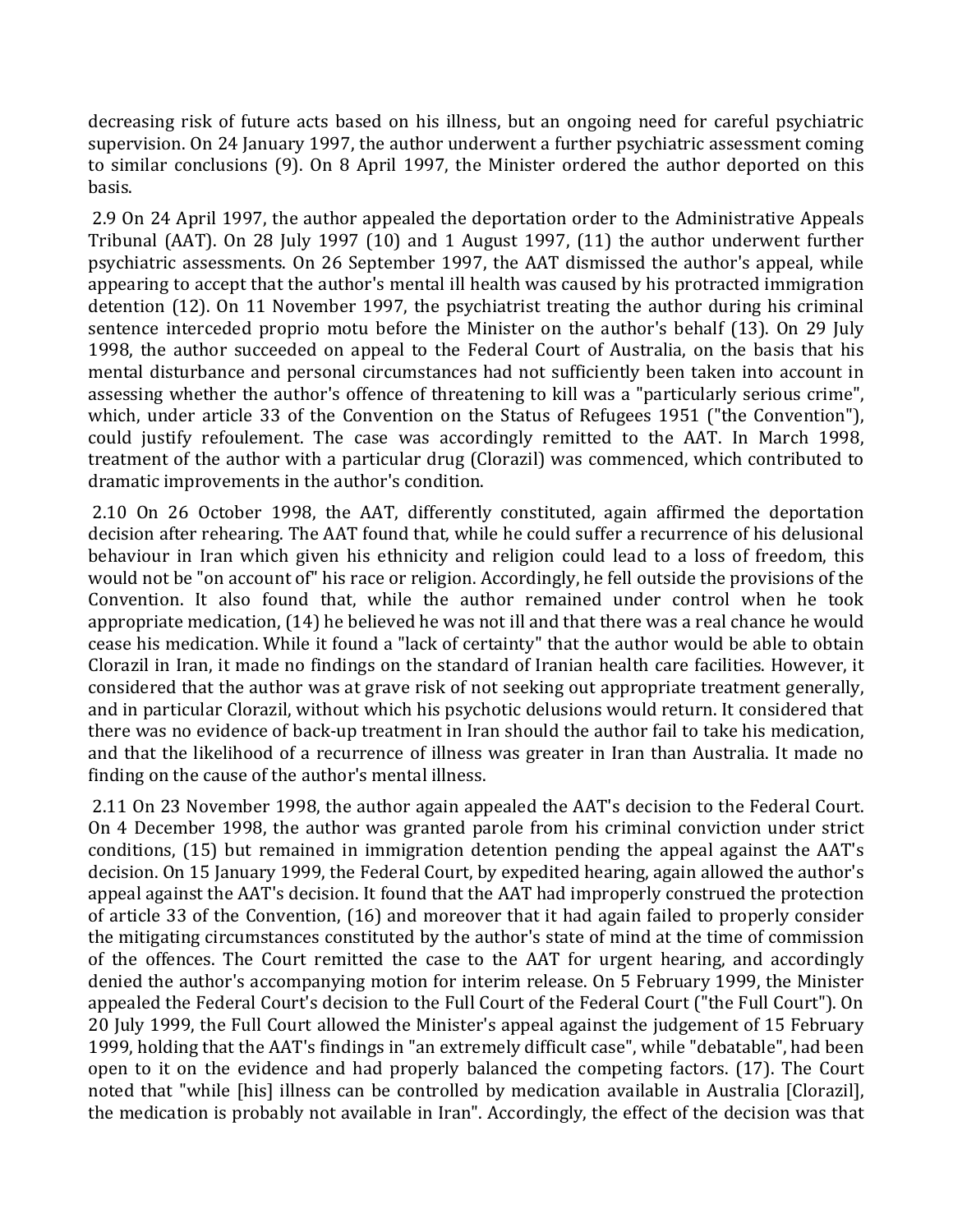decreasing risk of future acts based on his illness, but an ongoing need for careful psychiatric supervision. On 24 January 1997, the author underwent a further psychiatric assessment coming to similar conclusions (9). On 8 April 1997, the Minister ordered the author deported on this basis.

2.9 On 24 April 1997, the author appealed the deportation order to the Administrative Appeals Tribunal (AAT). On 28 July 1997 (10) and 1 August 1997, (11) the author underwent further psychiatric assessments. On 26 September 1997, the AAT dismissed the author's appeal, while appearing to accept that the author's mental ill health was caused by his protracted immigration detention (12). On 11 November 1997, the psychiatrist treating the author during his criminal sentence interceded proprio motu before the Minister on the author's behalf (13). On 29 July 1998, the author succeeded on appeal to the Federal Court of Australia, on the basis that his mental disturbance and personal circumstances had not sufficiently been taken into account in assessing whether the author's offence of threatening to kill was a "particularly serious crime", which, under article 33 of the Convention on the Status of Refugees 1951 ("the Convention"), could justify refoulement. The case was accordingly remitted to the AAT. In March 1998, treatment of the author with a particular drug (Clorazil) was commenced, which contributed to dramatic improvements in the author's condition.

2.10 On 26 October 1998, the AAT, differently constituted, again affirmed the deportation decision after rehearing. The AAT found that, while he could suffer a recurrence of his delusional behaviour in Iran which given his ethnicity and religion could lead to a loss of freedom, this would not be "on account of" his race or religion. Accordingly, he fell outside the provisions of the Convention. It also found that, while the author remained under control when he took appropriate medication, (14) he believed he was not ill and that there was a real chance he would cease his medication. While it found a "lack of certainty" that the author would be able to obtain Clorazil in Iran, it made no findings on the standard of Iranian health care facilities. However, it considered that the author was at grave risk of not seeking out appropriate treatment generally, and in particular Clorazil, without which his psychotic delusions would return. It considered that there was no evidence of back-up treatment in Iran should the author fail to take his medication, and that the likelihood of a recurrence of illness was greater in Iran than Australia. It made no finding on the cause of the author's mental illness.

2.11 On 23 November 1998, the author again appealed the AAT's decision to the Federal Court. On 4 December 1998, the author was granted parole from his criminal conviction under strict conditions, (15) but remained in immigration detention pending the appeal against the AAT's decision. On 15 January 1999, the Federal Court, by expedited hearing, again allowed the author's appeal against the AAT's decision. It found that the AAT had improperly construed the protection of article 33 of the Convention, (16) and moreover that it had again failed to properly consider the mitigating circumstances constituted by the author's state of mind at the time of commission of the offences. The Court remitted the case to the AAT for urgent hearing, and accordingly denied the author's accompanying motion for interim release. On 5 February 1999, the Minister appealed the Federal Court's decision to the Full Court of the Federal Court ("the Full Court"). On 20 July 1999, the Full Court allowed the Minister's appeal against the judgement of 15 February 1999, holding that the AAT's findings in "an extremely difficult case", while "debatable", had been open to it on the evidence and had properly balanced the competing factors. (17). The Court noted that "while [his] illness can be controlled by medication available in Australia [Clorazil], the medication is probably not available in Iran". Accordingly, the effect of the decision was that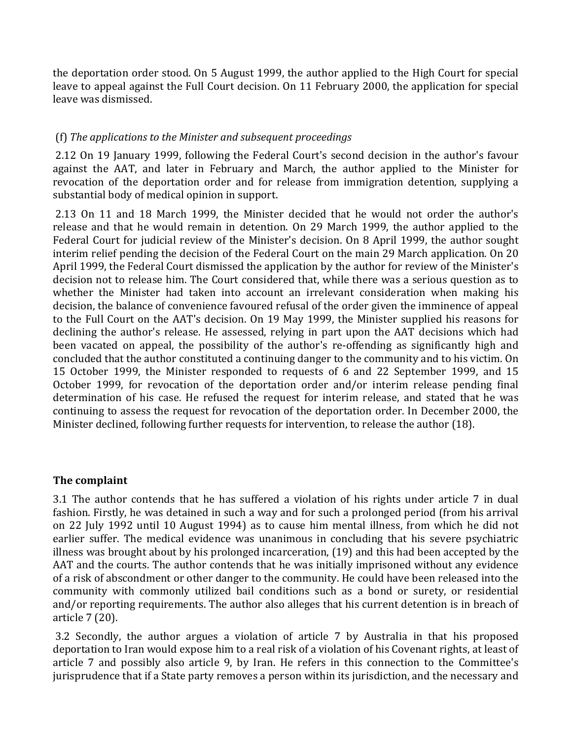the deportation order stood. On 5 August 1999, the author applied to the High Court for special leave to appeal against the Full Court decision. On 11 February 2000, the application for special leave was dismissed.

(f) *The applications to the Minister and subsequent proceedings*

2.12 On 19 January 1999, following the Federal Court's second decision in the author's favour against the AAT, and later in February and March, the author applied to the Minister for revocation of the deportation order and for release from immigration detention, supplying a substantial body of medical opinion in support.

2.13 On 11 and 18 March 1999, the Minister decided that he would not order the author's release and that he would remain in detention. On 29 March 1999, the author applied to the Federal Court for judicial review of the Minister's decision. On 8 April 1999, the author sought interim relief pending the decision of the Federal Court on the main 29 March application. On 20 April 1999, the Federal Court dismissed the application by the author for review of the Minister's decision not to release him. The Court considered that, while there was a serious question as to whether the Minister had taken into account an irrelevant consideration when making his decision, the balance of convenience favoured refusal of the order given the imminence of appeal to the Full Court on the AAT's decision. On 19 May 1999, the Minister supplied his reasons for declining the author's release. He assessed, relying in part upon the AAT decisions which had been vacated on appeal, the possibility of the author's re-offending as significantly high and concluded that the author constituted a continuing danger to the community and to his victim. On 15 October 1999, the Minister responded to requests of 6 and 22 September 1999, and 15 October 1999, for revocation of the deportation order and/or interim release pending final determination of his case. He refused the request for interim release, and stated that he was continuing to assess the request for revocation of the deportation order. In December 2000, the Minister declined, following further requests for intervention, to release the author (18).

## The complaint

3.1 The author contends that he has suffered a violation of his rights under article 7 in dual fashion. Firstly, he was detained in such a way and for such a prolonged period (from his arrival on 22 July 1992 until 10 August 1994) as to cause him mental illness, from which he did not earlier suffer. The medical evidence was unanimous in concluding that his severe psychiatric illness was brought about by his prolonged incarceration, (19) and this had been accepted by the AAT and the courts. The author contends that he was initially imprisoned without any evidence of a risk of abscondment or other danger to the community. He could have been released into the community with commonly utilized bail conditions such as a bond or surety, or residential and/or reporting requirements. The author also alleges that his current detention is in breach of article 7 (20).

3.2 Secondly, the author argues a violation of article 7 by Australia in that his proposed deportation to Iran would expose him to a real risk of a violation of his Covenant rights, at least of article 7 and possibly also article 9, by Iran. He refers in this connection to the Committee's jurisprudence that if a State party removes a person within its jurisdiction, and the necessary and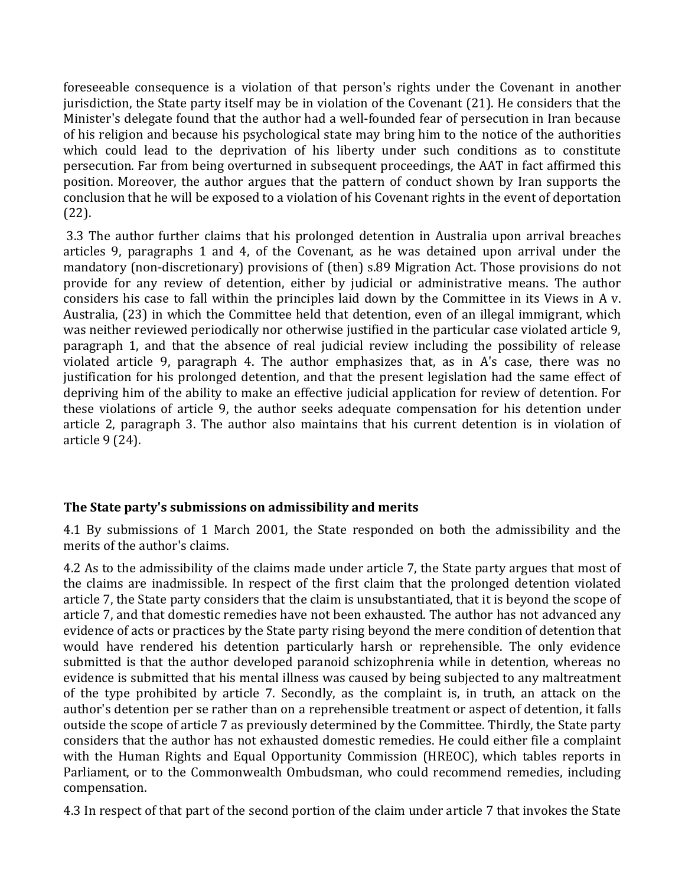foreseeable consequence is a violation of that person's rights under the Covenant in another jurisdiction, the State party itself may be in violation of the Covenant (21). He considers that the Minister's delegate found that the author had a well-founded fear of persecution in Iran because of his religion and because his psychological state may bring him to the notice of the authorities which could lead to the deprivation of his liberty under such conditions as to constitute persecution. Far from being overturned in subsequent proceedings, the AAT in fact affirmed this position. Moreover, the author argues that the pattern of conduct shown by Iran supports the conclusion that he will be exposed to a violation of his Covenant rights in the event of deportation (22).

3.3 The author further claims that his prolonged detention in Australia upon arrival breaches articles 9, paragraphs 1 and 4, of the Covenant, as he was detained upon arrival under the mandatory (non-discretionary) provisions of (then) s.89 Migration Act. Those provisions do not provide for any review of detention, either by judicial or administrative means. The author considers his case to fall within the principles laid down by the Committee in its Views in A v. Australia, (23) in which the Committee held that detention, even of an illegal immigrant, which was neither reviewed periodically nor otherwise justified in the particular case violated article 9, paragraph 1, and that the absence of real judicial review including the possibility of release violated article 9, paragraph 4. The author emphasizes that, as in A's case, there was no justification for his prolonged detention, and that the present legislation had the same effect of depriving him of the ability to make an effective judicial application for review of detention. For these violations of article 9, the author seeks adequate compensation for his detention under article 2, paragraph 3. The author also maintains that his current detention is in violation of article 9 (24).

**The State party's submissions on admissibility and merits**

4.1 By submissions of 1 March 2001, the State responded on both the admissibility and the merits of the author's claims.

4.2 As to the admissibility of the claims made under article 7, the State party argues that most of the claims are inadmissible. In respect of the first claim that the prolonged detention violated article 7, the State party considers that the claim is unsubstantiated, that it is beyond the scope of article 7, and that domestic remedies have not been exhausted. The author has not advanced any evidence of acts or practices by the State party rising beyond the mere condition of detention that would have rendered his detention particularly harsh or reprehensible. The only evidence submitted is that the author developed paranoid schizophrenia while in detention, whereas no evidence is submitted that his mental illness was caused by being subjected to any maltreatment of the type prohibited by article 7. Secondly, as the complaint is, in truth, an attack on the author's detention per se rather than on a reprehensible treatment or aspect of detention, it falls outside the scope of article 7 as previously determined by the Committee. Thirdly, the State party considers that the author has not exhausted domestic remedies. He could either file a complaint with the Human Rights and Equal Opportunity Commission (HREOC), which tables reports in Parliament, or to the Commonwealth Ombudsman, who could recommend remedies, including compensation.

4.3 In respect of that part of the second portion of the claim under article 7 that invokes the State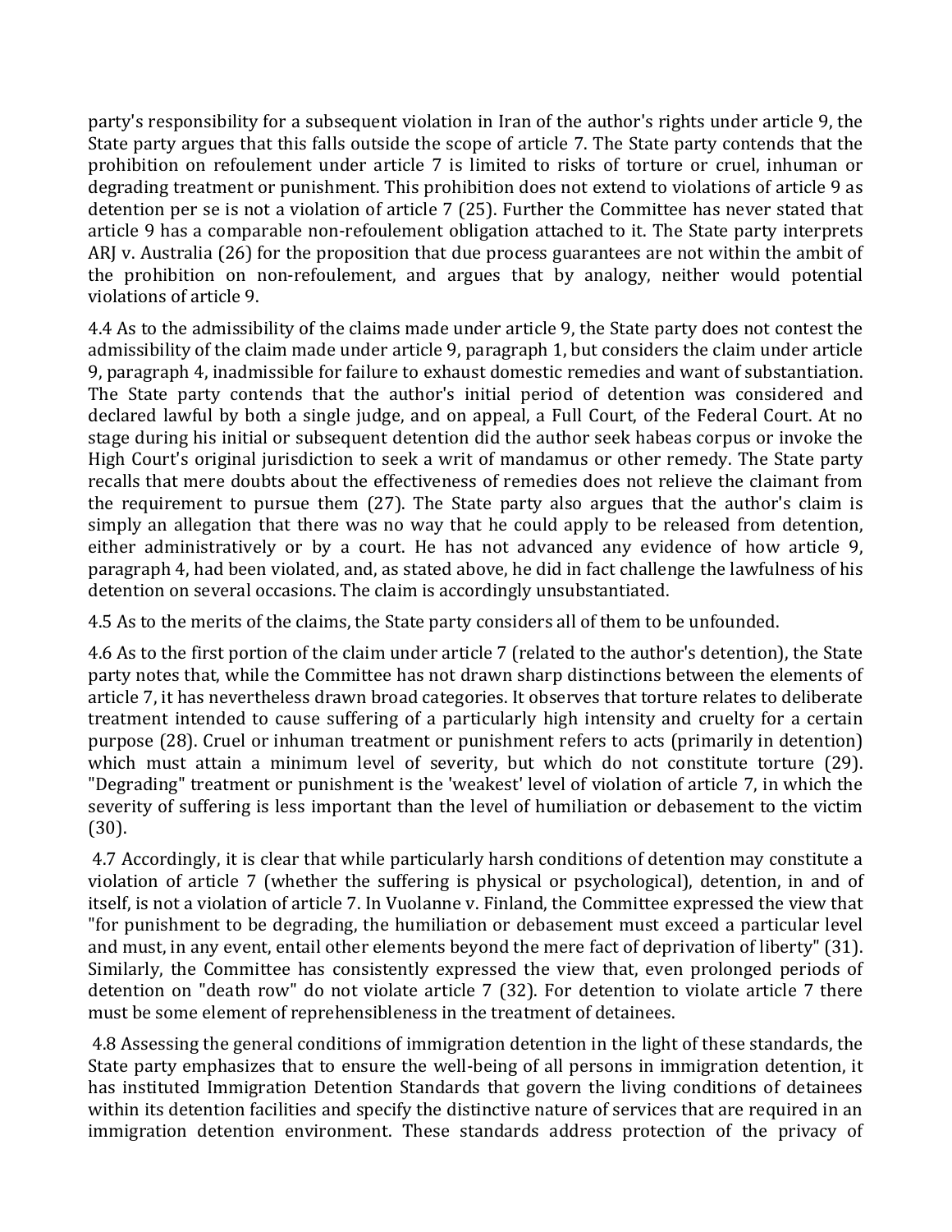party's responsibility for a subsequent violation in Iran of the author's rights under article 9, the State party argues that this falls outside the scope of article 7. The State party contends that the prohibition on refoulement under article 7 is limited to risks of torture or cruel, inhuman or degrading treatment or punishment. This prohibition does not extend to violations of article 9 as detention per se is not a violation of article 7 (25). Further the Committee has never stated that article 9 has a comparable non-refoulement obligation attached to it. The State party interprets ARJ v. Australia (26) for the proposition that due process guarantees are not within the ambit of the prohibition on non-refoulement, and argues that by analogy, neither would potential violations of article 9.

4.4 As to the admissibility of the claims made under article 9, the State party does not contest the admissibility of the claim made under article 9, paragraph 1, but considers the claim under article 9, paragraph 4, inadmissible for failure to exhaust domestic remedies and want of substantiation. The State party contends that the author's initial period of detention was considered and declared lawful by both a single judge, and on appeal, a Full Court, of the Federal Court. At no stage during his initial or subsequent detention did the author seek habeas corpus or invoke the High Court's original jurisdiction to seek a writ of mandamus or other remedy. The State party recalls that mere doubts about the effectiveness of remedies does not relieve the claimant from the requirement to pursue them (27). The State party also argues that the author's claim is simply an allegation that there was no way that he could apply to be released from detention, either administratively or by a court. He has not advanced any evidence of how article 9, paragraph 4, had been violated, and, as stated above, he did in fact challenge the lawfulness of his detention on several occasions. The claim is accordingly unsubstantiated.

4.5 As to the merits of the claims, the State party considers all of them to be unfounded.

4.6 As to the first portion of the claim under article 7 (related to the author's detention), the State party notes that, while the Committee has not drawn sharp distinctions between the elements of article 7, it has nevertheless drawn broad categories. It observes that torture relates to deliberate treatment intended to cause suffering of a particularly high intensity and cruelty for a certain purpose (28). Cruel or inhuman treatment or punishment refers to acts (primarily in detention) which must attain a minimum level of severity, but which do not constitute torture (29). "Degrading" treatment or punishment is the 'weakest' level of violation of article 7, in which the severity of suffering is less important than the level of humiliation or debasement to the victim (30).

4.7 Accordingly, it is clear that while particularly harsh conditions of detention may constitute a violation of article 7 (whether the suffering is physical or psychological), detention, in and of itself, is not a violation of article 7. In Vuolanne v. Finland, the Committee expressed the view that "for punishment to be degrading, the humiliation or debasement must exceed a particular level and must, in any event, entail other elements beyond the mere fact of deprivation of liberty" (31). Similarly, the Committee has consistently expressed the view that, even prolonged periods of detention on "death row" do not violate article 7 (32). For detention to violate article 7 there must be some element of reprehensibleness in the treatment of detainees.

4.8 Assessing the general conditions of immigration detention in the light of these standards, the State party emphasizes that to ensure the well-being of all persons in immigration detention, it has instituted Immigration Detention Standards that govern the living conditions of detainees within its detention facilities and specify the distinctive nature of services that are required in an immigration detention environment. These standards address protection of the privacy of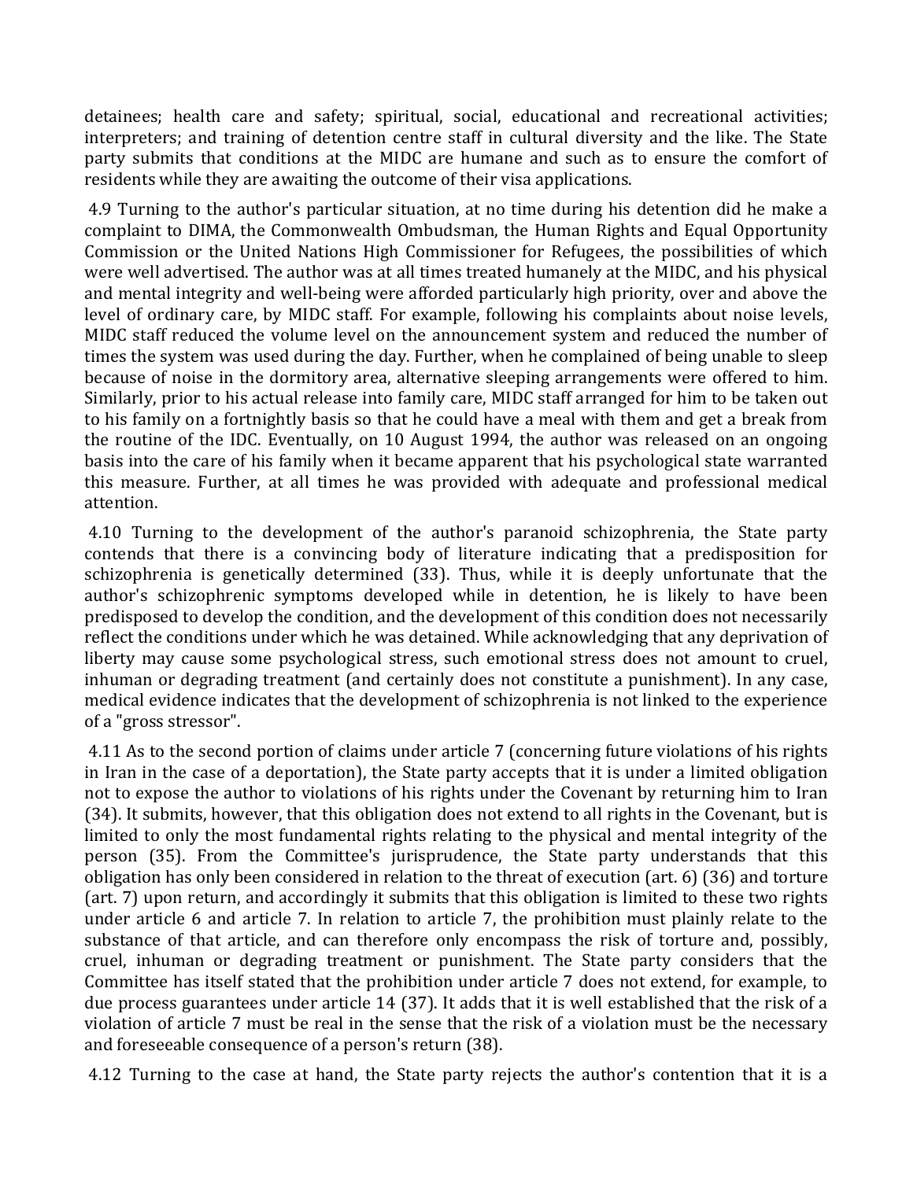detainees; health care and safety; spiritual, social, educational and recreational activities; interpreters; and training of detention centre staff in cultural diversity and the like. The State party submits that conditions at the MIDC are humane and such as to ensure the comfort of residents while they are awaiting the outcome of their visa applications.

4.9 Turning to the author's particular situation, at no time during his detention did he make a complaint to DIMA, the Commonwealth Ombudsman, the Human Rights and Equal Opportunity Commission or the United Nations High Commissioner for Refugees, the possibilities of which were well advertised. The author was at all times treated humanely at the MIDC, and his physical and mental integrity and well-being were afforded particularly high priority, over and above the level of ordinary care, by MIDC staff. For example, following his complaints about noise levels, MIDC staff reduced the volume level on the announcement system and reduced the number of times the system was used during the day. Further, when he complained of being unable to sleep because of noise in the dormitory area, alternative sleeping arrangements were offered to him. Similarly, prior to his actual release into family care, MIDC staff arranged for him to be taken out to his family on a fortnightly basis so that he could have a meal with them and get a break from the routine of the IDC. Eventually, on 10 August 1994, the author was released on an ongoing basis into the care of his family when it became apparent that his psychological state warranted this measure. Further, at all times he was provided with adequate and professional medical attention.

4.10 Turning to the development of the author's paranoid schizophrenia, the State party contends that there is a convincing body of literature indicating that a predisposition for schizophrenia is genetically determined (33). Thus, while it is deeply unfortunate that the author's schizophrenic symptoms developed while in detention, he is likely to have been predisposed to develop the condition, and the development of this condition does not necessarily reflect the conditions under which he was detained. While acknowledging that any deprivation of liberty may cause some psychological stress, such emotional stress does not amount to cruel, inhuman or degrading treatment (and certainly does not constitute a punishment). In any case, medical evidence indicates that the development of schizophrenia is not linked to the experience of a "gross stressor".

4.11 As to the second portion of claims under article 7 (concerning future violations of his rights in Iran in the case of a deportation), the State party accepts that it is under a limited obligation not to expose the author to violations of his rights under the Covenant by returning him to Iran (34). It submits, however, that this obligation does not extend to all rights in the Covenant, but is limited to only the most fundamental rights relating to the physical and mental integrity of the person (35). From the Committee's jurisprudence, the State party understands that this obligation has only been considered in relation to the threat of execution (art. 6) (36) and torture (art. 7) upon return, and accordingly it submits that this obligation is limited to these two rights under article 6 and article 7. In relation to article 7, the prohibition must plainly relate to the substance of that article, and can therefore only encompass the risk of torture and, possibly, cruel, inhuman or degrading treatment or punishment. The State party considers that the Committee has itself stated that the prohibition under article 7 does not extend, for example, to due process guarantees under article 14 (37). It adds that it is well established that the risk of a violation of article 7 must be real in the sense that the risk of a violation must be the necessary and foreseeable consequence of a person's return (38).

4.12 Turning to the case at hand, the State party rejects the author's contention that it is a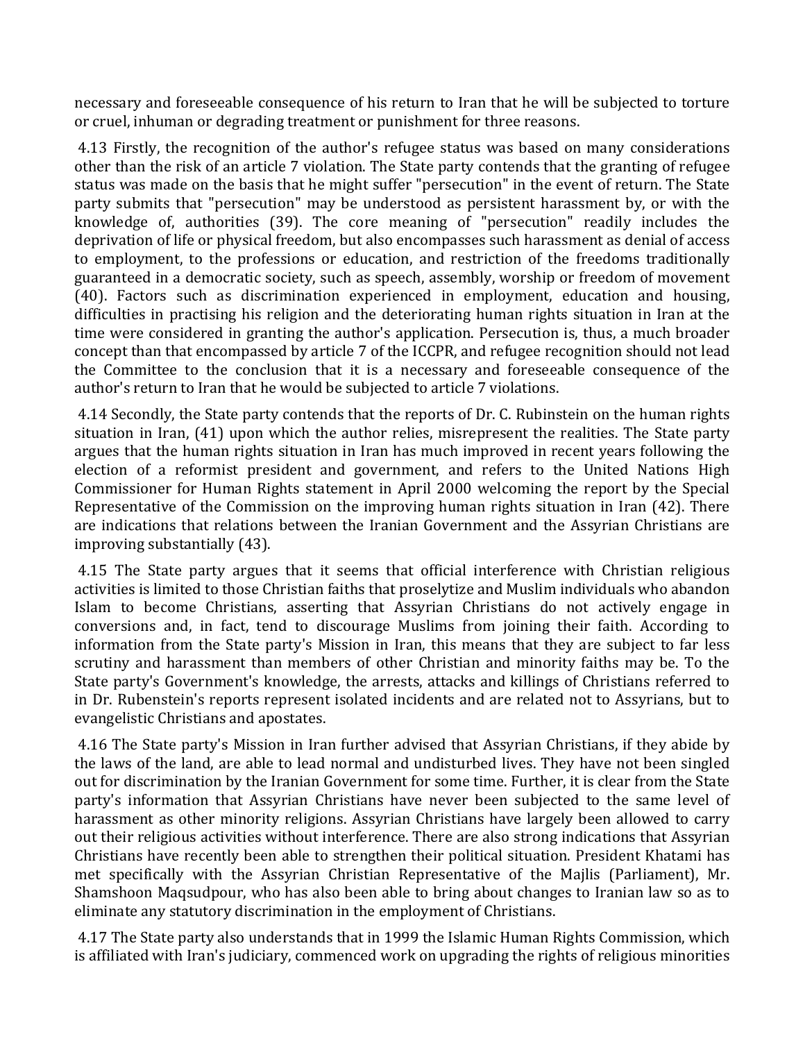necessary and foreseeable consequence of his return to Iran that he will be subjected to torture or cruel, inhuman or degrading treatment or punishment for three reasons.

4.13 Firstly, the recognition of the author's refugee status was based on many considerations other than the risk of an article 7 violation. The State party contends that the granting of refugee status was made on the basis that he might suffer "persecution" in the event of return. The State party submits that "persecution" may be understood as persistent harassment by, or with the knowledge of, authorities (39). The core meaning of "persecution" readily includes the deprivation of life or physical freedom, but also encompasses such harassment as denial of access to employment, to the professions or education, and restriction of the freedoms traditionally guaranteed in a democratic society, such as speech, assembly, worship or freedom of movement (40). Factors such as discrimination experienced in employment, education and housing, difficulties in practising his religion and the deteriorating human rights situation in Iran at the time were considered in granting the author's application. Persecution is, thus, a much broader concept than that encompassed by article 7 of the ICCPR, and refugee recognition should not lead the Committee to the conclusion that it is a necessary and foreseeable consequence of the author's return to Iran that he would be subjected to article 7 violations.

4.14 Secondly, the State party contends that the reports of Dr. C. Rubinstein on the human rights situation in Iran, (41) upon which the author relies, misrepresent the realities. The State party argues that the human rights situation in Iran has much improved in recent years following the election of a reformist president and government, and refers to the United Nations High Commissioner for Human Rights statement in April 2000 welcoming the report by the Special Representative of the Commission on the improving human rights situation in Iran (42). There are indications that relations between the Iranian Government and the Assyrian Christians are improving substantially (43).

4.15 The State party argues that it seems that official interference with Christian religious activities is limited to those Christian faiths that proselytize and Muslim individuals who abandon Islam to become Christians, asserting that Assyrian Christians do not actively engage in conversions and, in fact, tend to discourage Muslims from joining their faith. According to information from the State party's Mission in Iran, this means that they are subject to far less scrutiny and harassment than members of other Christian and minority faiths may be. To the State party's Government's knowledge, the arrests, attacks and killings of Christians referred to in Dr. Rubenstein's reports represent isolated incidents and are related not to Assyrians, but to evangelistic Christians and apostates.

4.16 The State party's Mission in Iran further advised that Assyrian Christians, if they abide by the laws of the land, are able to lead normal and undisturbed lives. They have not been singled out for discrimination by the Iranian Government for some time. Further, it is clear from the State party's information that Assyrian Christians have never been subjected to the same level of harassment as other minority religions. Assyrian Christians have largely been allowed to carry out their religious activities without interference. There are also strong indications that Assyrian Christians have recently been able to strengthen their political situation. President Khatami has met specifically with the Assyrian Christian Representative of the Majlis (Parliament), Mr. Shamshoon Maqsudpour, who has also been able to bring about changes to Iranian law so as to eliminate any statutory discrimination in the employment of Christians.

4.17 The State party also understands that in 1999 the Islamic Human Rights Commission, which is affiliated with Iran's judiciary, commenced work on upgrading the rights of religious minorities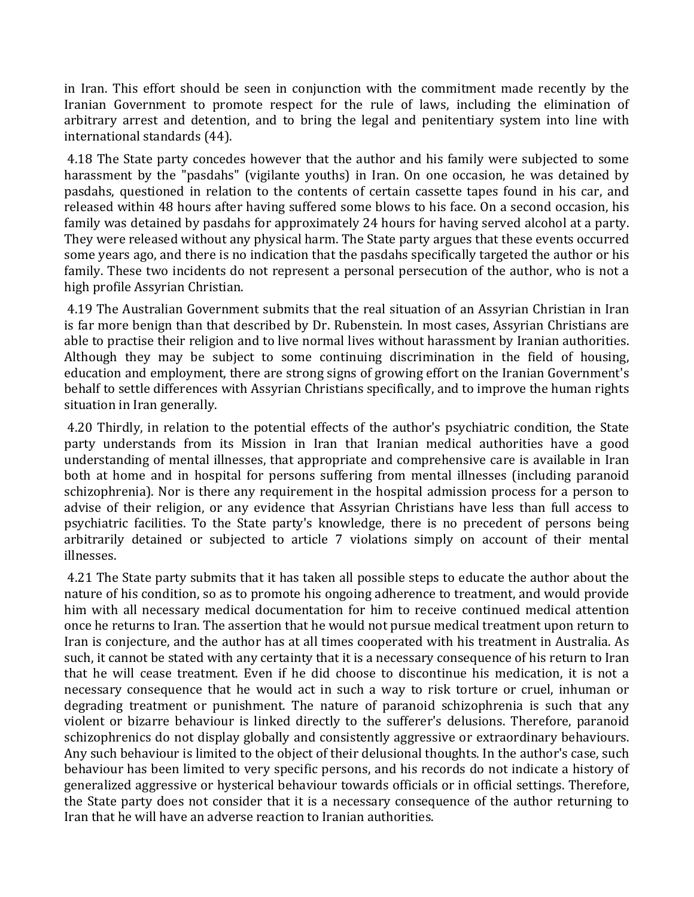in Iran. This effort should be seen in conjunction with the commitment made recently by the Iranian Government to promote respect for the rule of laws, including the elimination of arbitrary arrest and detention, and to bring the legal and penitentiary system into line with international standards (44).

4.18 The State party concedes however that the author and his family were subjected to some harassment by the "pasdahs" (vigilante youths) in Iran. On one occasion, he was detained by pasdahs, questioned in relation to the contents of certain cassette tapes found in his car, and released within 48 hours after having suffered some blows to his face. On a second occasion, his family was detained by pasdahs for approximately 24 hours for having served alcohol at a party. They were released without any physical harm. The State party argues that these events occurred some years ago, and there is no indication that the pasdahs specifically targeted the author or his family. These two incidents do not represent a personal persecution of the author, who is not a high profile Assyrian Christian.

4.19 The Australian Government submits that the real situation of an Assyrian Christian in Iran is far more benign than that described by Dr. Rubenstein. In most cases, Assyrian Christians are able to practise their religion and to live normal lives without harassment by Iranian authorities. Although they may be subject to some continuing discrimination in the field of housing, education and employment, there are strong signs of growing effort on the Iranian Government's behalf to settle differences with Assyrian Christians specifically, and to improve the human rights situation in Iran generally.

4.20 Thirdly, in relation to the potential effects of the author's psychiatric condition, the State party understands from its Mission in Iran that Iranian medical authorities have a good understanding of mental illnesses, that appropriate and comprehensive care is available in Iran both at home and in hospital for persons suffering from mental illnesses (including paranoid schizophrenia). Nor is there any requirement in the hospital admission process for a person to advise of their religion, or any evidence that Assyrian Christians have less than full access to psychiatric facilities. To the State party's knowledge, there is no precedent of persons being arbitrarily detained or subjected to article 7 violations simply on account of their mental illnesses.

4.21 The State party submits that it has taken all possible steps to educate the author about the nature of his condition, so as to promote his ongoing adherence to treatment, and would provide him with all necessary medical documentation for him to receive continued medical attention once he returns to Iran. The assertion that he would not pursue medical treatment upon return to Iran is conjecture, and the author has at all times cooperated with his treatment in Australia. As such, it cannot be stated with any certainty that it is a necessary consequence of his return to Iran that he will cease treatment. Even if he did choose to discontinue his medication, it is not a necessary consequence that he would act in such a way to risk torture or cruel, inhuman or degrading treatment or punishment. The nature of paranoid schizophrenia is such that any violent or bizarre behaviour is linked directly to the sufferer's delusions. Therefore, paranoid schizophrenics do not display globally and consistently aggressive or extraordinary behaviours. Any such behaviour is limited to the object of their delusional thoughts. In the author's case, such behaviour has been limited to very specific persons, and his records do not indicate a history of generalized aggressive or hysterical behaviour towards officials or in official settings. Therefore, the State party does not consider that it is a necessary consequence of the author returning to Iran that he will have an adverse reaction to Iranian authorities.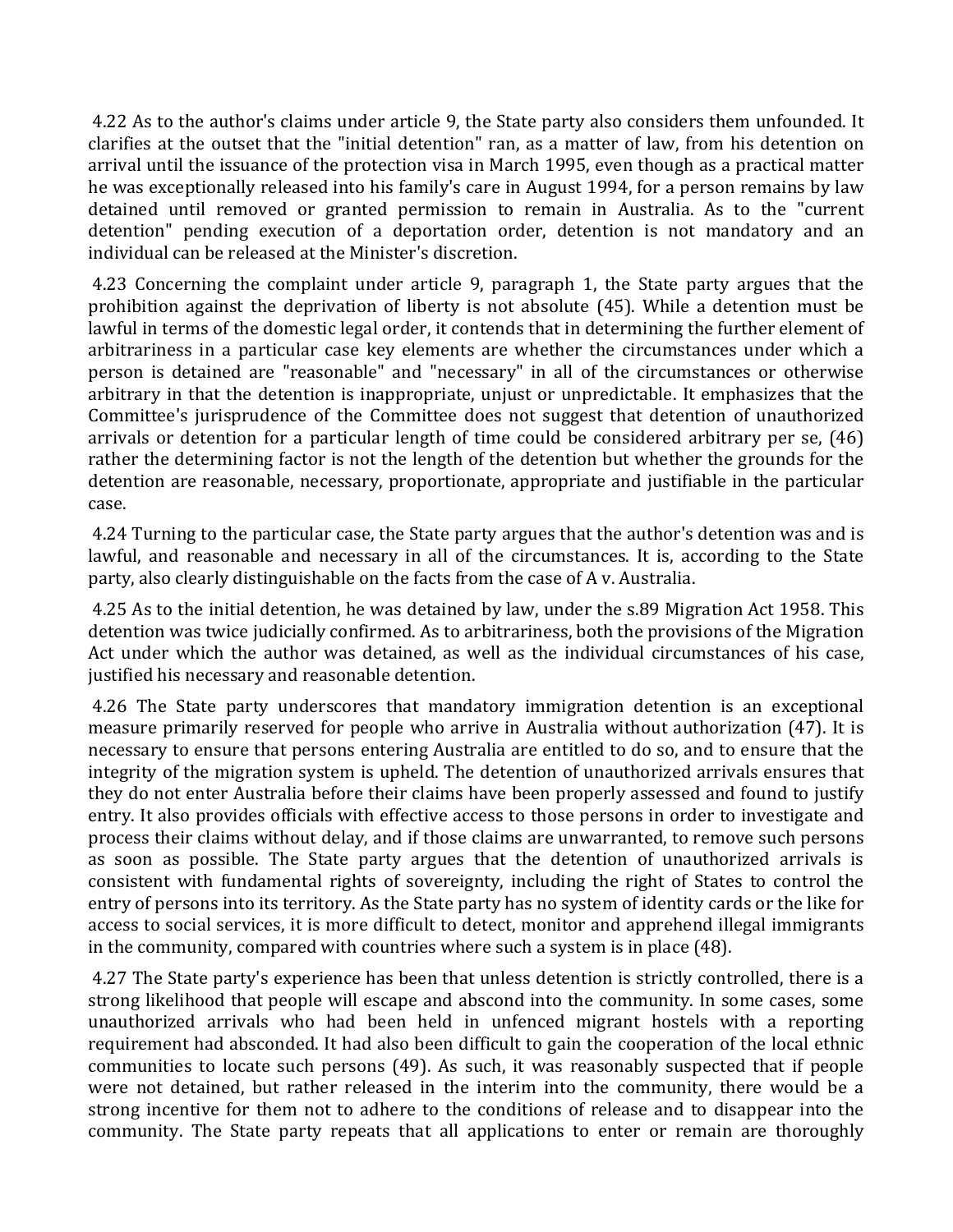4.22 As to the author's claims under article 9, the State party also considers them unfounded. It clarifies at the outset that the "initial detention" ran, as a matter of law, from his detention on arrival until the issuance of the protection visa in March 1995, even though as a practical matter he was exceptionally released into his family's care in August 1994, for a person remains by law detained until removed or granted permission to remain in Australia. As to the "current detention" pending execution of a deportation order, detention is not mandatory and an individual can be released at the Minister's discretion.

4.23 Concerning the complaint under article 9, paragraph 1, the State party argues that the prohibition against the deprivation of liberty is not absolute (45). While a detention must be lawful in terms of the domestic legal order, it contends that in determining the further element of arbitrariness in a particular case key elements are whether the circumstances under which a person is detained are "reasonable" and "necessary" in all of the circumstances or otherwise arbitrary in that the detention is inappropriate, unjust or unpredictable. It emphasizes that the Committee's jurisprudence of the Committee does not suggest that detention of unauthorized arrivals or detention for a particular length of time could be considered arbitrary per se, (46) rather the determining factor is not the length of the detention but whether the grounds for the detention are reasonable, necessary, proportionate, appropriate and justifiable in the particular case.

4.24 Turning to the particular case, the State party argues that the author's detention was and is lawful, and reasonable and necessary in all of the circumstances. It is, according to the State party, also clearly distinguishable on the facts from the case of A v. Australia.

4.25 As to the initial detention, he was detained by law, under the s.89 Migration Act 1958. This detention was twice judicially confirmed. As to arbitrariness, both the provisions of the Migration Act under which the author was detained, as well as the individual circumstances of his case, justified his necessary and reasonable detention.

4.26 The State party underscores that mandatory immigration detention is an exceptional measure primarily reserved for people who arrive in Australia without authorization (47). It is necessary to ensure that persons entering Australia are entitled to do so, and to ensure that the integrity of the migration system is upheld. The detention of unauthorized arrivals ensures that they do not enter Australia before their claims have been properly assessed and found to justify entry. It also provides officials with effective access to those persons in order to investigate and process their claims without delay, and if those claims are unwarranted, to remove such persons as soon as possible. The State party argues that the detention of unauthorized arrivals is consistent with fundamental rights of sovereignty, including the right of States to control the entry of persons into its territory. As the State party has no system of identity cards or the like for access to social services, it is more difficult to detect, monitor and apprehend illegal immigrants in the community, compared with countries where such a system is in place (48).

4.27 The State party's experience has been that unless detention is strictly controlled, there is a strong likelihood that people will escape and abscond into the community. In some cases, some unauthorized arrivals who had been held in unfenced migrant hostels with a reporting requirement had absconded. It had also been difficult to gain the cooperation of the local ethnic communities to locate such persons (49). As such, it was reasonably suspected that if people were not detained, but rather released in the interim into the community, there would be a strong incentive for them not to adhere to the conditions of release and to disappear into the community. The State party repeats that all applications to enter or remain are thoroughly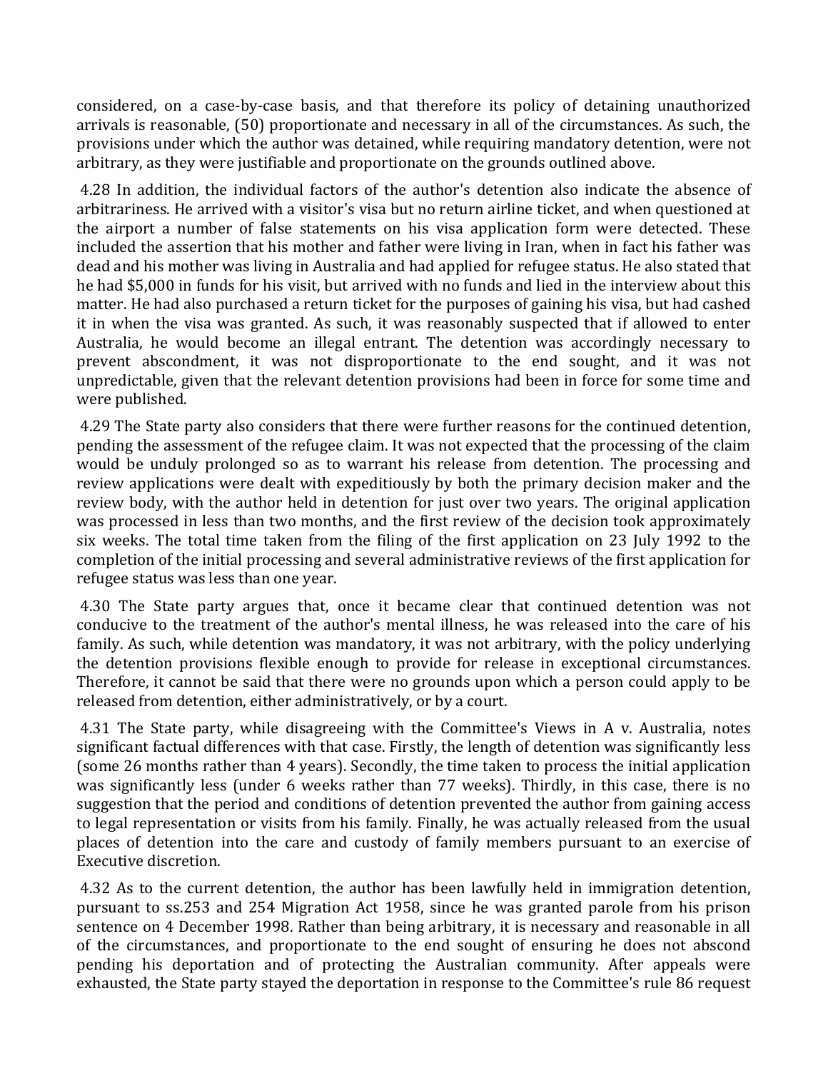considered, on a case-by-case basis, and that therefore its policy of detaining unauthorized arrivals is reasonable, (50) proportionate and necessary in all of the circumstances. As such, the provisions under which the author was detained, while requiring mandatory detention, were not arbitrary, as they were justifiable and proportionate on the grounds outlined above.

4.28 In addition, the individual factors of the author's detention also indicate the absence of arbitrariness. He arrived with a visitor's visa but no return airline ticket, and when questioned at the airport a number of false statements on his visa application form were detected. These included the assertion that his mother and father were living in Iran, when in fact his father was dead and his mother was living in Australia and had applied for refugee status. He also stated that he had $5,000 in funds for his visit, but arrived with no funds and lied in the interview about this matter. He had also purchased a return ticket for the purposes of gaining his visa, but had cashed it in when the visa was granted. As such, it was reasonably suspected that if allowed to enter Australia, he would become an illegal entrant. The detention was accordingly necessary to prevent abscondment, it was not disproportionate to the end sought, and it was not unpredictable, given that the relevant detention provisions had been in force for some time and were published.

4.29 The State party also considers that there were further reasons for the continued detention, pending the assessment of the refugee claim. It was not expected that the processing of the claim would be unduly prolonged so as to warrant his release from detention. The processing and review applications were dealt with expeditiously by both the primary decision maker and the review body, with the author held in detention for just over two years. The original application was processed in less than two months, and the first review of the decision took approximately six weeks. The total time taken from the filing of the first application on 23 July 1992 to the completion of the initial processing and several administrative reviews of the first application for refugee status was less than one year.

4.30 The State party argues that, once it became clear that continued detention was not conducive to the treatment of the author's mental illness, he was released into the care of his family. As such, while detention was mandatory, it was not arbitrary, with the policy underlying the detention provisions flexible enough to provide for release in exceptional circumstances. Therefore, it cannot be said that there were no grounds upon which a person could apply to be released from detention, either administratively, or by a court.

4.31 The State party, while disagreeing with the Committee's Views in A v. Australia, notes significant factual differences with that case. Firstly, the length of detention was significantly less (some 26 months rather than 4 years). Secondly, the time taken to process the initial application was significantly less (under 6 weeks rather than 77 weeks). Thirdly, in this case, there is no suggestion that the period and conditions of detention prevented the author from gaining access to legal representation or visits from his family. Finally, he was actually released from the usual places of detention into the care and custody of family members pursuant to an exercise of Executive discretion.

4.32 As to the current detention, the author has been lawfully held in immigration detention, pursuant to ss.253 and 254 Migration Act 1958, since he was granted parole from his prison sentence on 4 December 1998. Rather than being arbitrary, it is necessary and reasonable in all of the circumstances, and proportionate to the end sought of ensuring he does not abscond pending his deportation and of protecting the Australian community. After appeals were exhausted, the State party stayed the deportation in response to the Committee's rule 86 request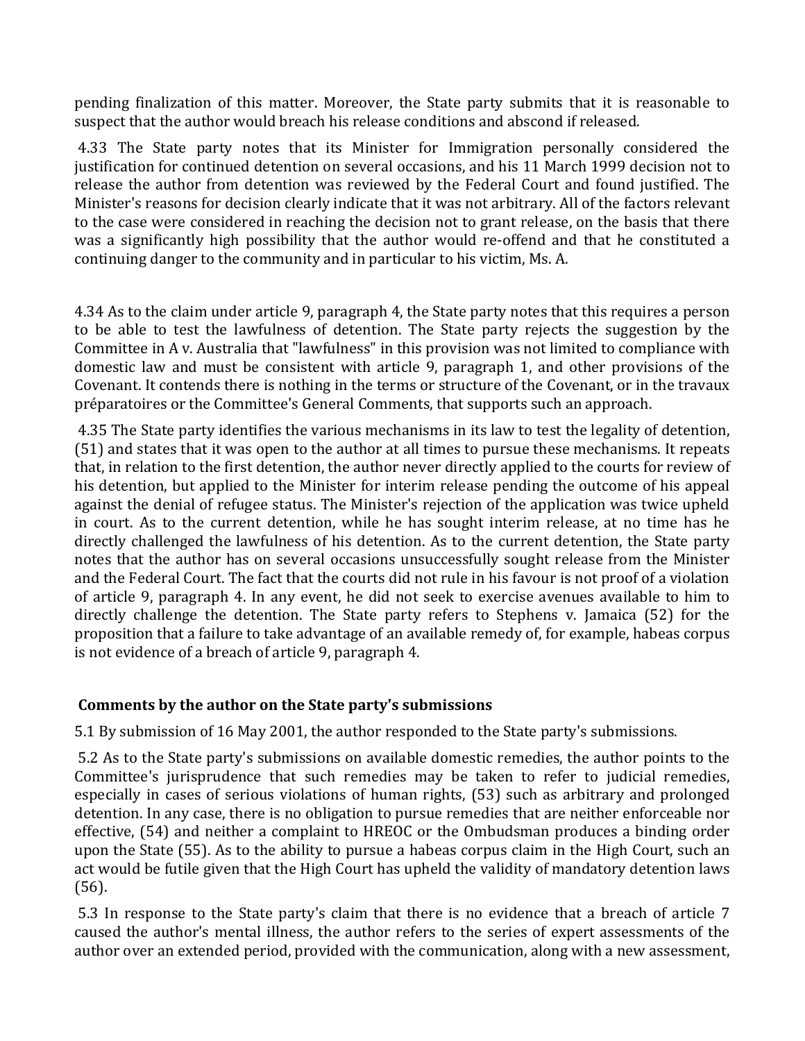pending finalization of this matter. Moreover, the State party submits that it is reasonable to suspect that the author would breach his release conditions and abscond if released.

4.33 The State party notes that its Minister for Immigration personally considered the justification for continued detention on several occasions, and his 11 March 1999 decision not to release the author from detention was reviewed by the Federal Court and found justified. The Minister's reasons for decision clearly indicate that it was not arbitrary. All of the factors relevant to the case were considered in reaching the decision not to grant release, on the basis that there was a significantly high possibility that the author would re-offend and that he constituted a continuing danger to the community and in particular to his victim, Ms. A.

4.34 As to the claim under article 9, paragraph 4, the State party notes that this requires a person to be able to test the lawfulness of detention. The State party rejects the suggestion by the Committee in A v. Australia that "lawfulness" in this provision was not limited to compliance with domestic law and must be consistent with article 9, paragraph 1, and other provisions of the Covenant. It contends there is nothing in the terms or structure of the Covenant, or in the travaux préparatoires or the Committee's General Comments, that supports such an approach.

4.35 The State party identifies the various mechanisms in its law to test the legality of detention, (51) and states that it was open to the author at all times to pursue these mechanisms. It repeats that, in relation to the first detention, the author never directly applied to the courts for review of his detention, but applied to the Minister for interim release pending the outcome of his appeal against the denial of refugee status. The Minister's rejection of the application was twice upheld in court. As to the current detention, while he has sought interim release, at no time has he directly challenged the lawfulness of his detention. As to the current detention, the State party notes that the author has on several occasions unsuccessfully sought release from the Minister and the Federal Court. The fact that the courts did not rule in his favour is not proof of a violation of article 9, paragraph 4. In any event, he did not seek to exercise avenues available to him to directly challenge the detention. The State party refers to Stephens v. Jamaica (52) for the proposition that a failure to take advantage of an available remedy of, for example, habeas corpus is not evidence of a breach of article 9, paragraph 4.

### Comments by the author on the State party's submissions

5.1 By submission of 16 May 2001, the author responded to the State party's submissions.

5.2 As to the State party's submissions on available domestic remedies, the author points to the Committee's jurisprudence that such remedies may be taken to refer to judicial remedies, especially in cases of serious violations of human rights, (53) such as arbitrary and prolonged detention. In any case, there is no obligation to pursue remedies that are neither enforceable nor effective, (54) and neither a complaint to HREOC or the Ombudsman produces a binding order upon the State (55). As to the ability to pursue a habeas corpus claim in the High Court, such an act would be futile given that the High Court has upheld the validity of mandatory detention laws (56).

5.3 In response to the State party's claim that there is no evidence that a breach of article 7 caused the author's mental illness, the author refers to the series of expert assessments of the author over an extended period, provided with the communication, along with a new assessment,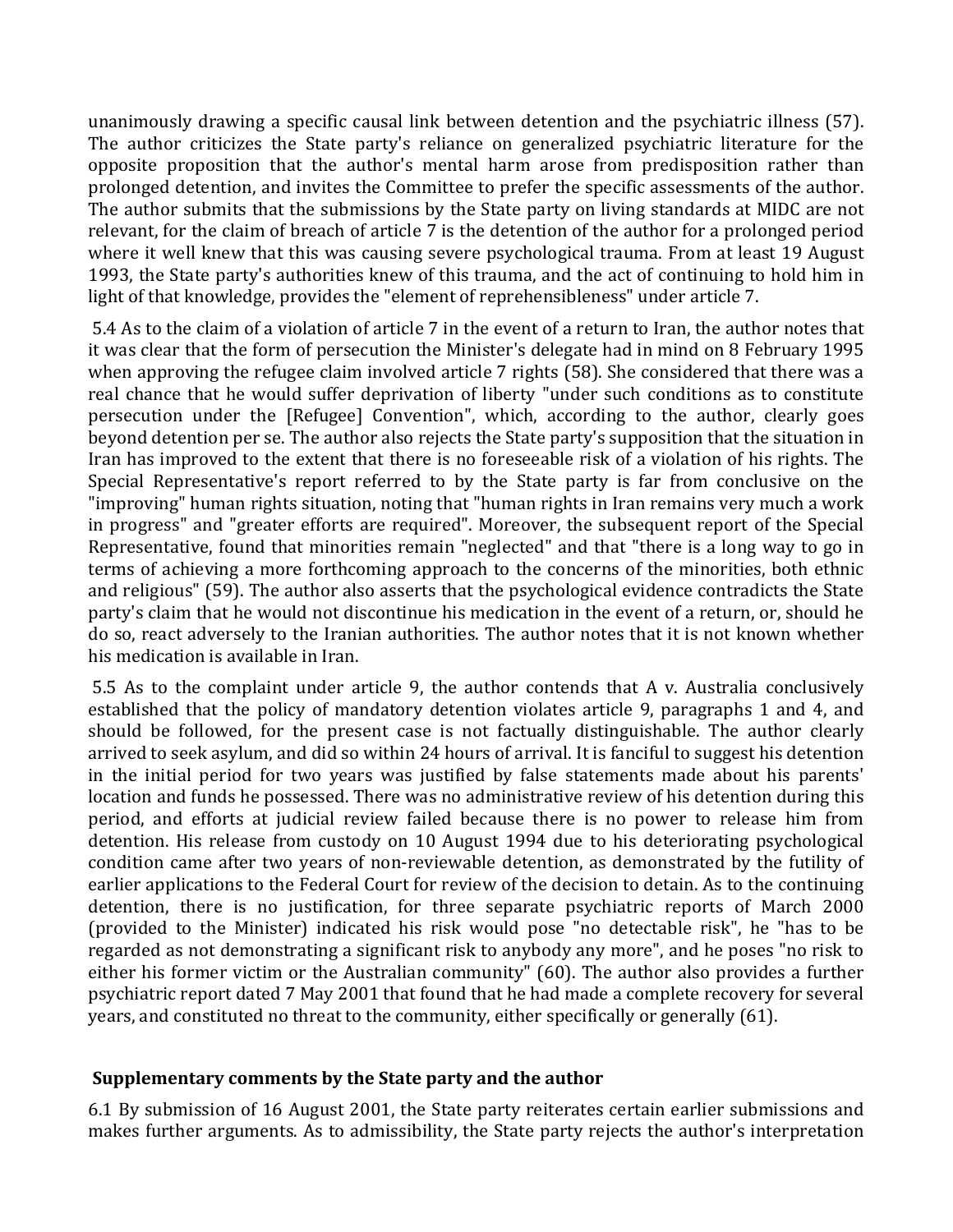unanimously drawing a specific causal link between detention and the psychiatric illness (57). The author criticizes the State party's reliance on generalized psychiatric literature for the opposite proposition that the author's mental harm arose from predisposition rather than prolonged detention, and invites the Committee to prefer the specific assessments of the author. The author submits that the submissions by the State party on living standards at MIDC are not relevant, for the claim of breach of article 7 is the detention of the author for a prolonged period where it well knew that this was causing severe psychological trauma. From at least 19 August 1993, the State party's authorities knew of this trauma, and the act of continuing to hold him in light of that knowledge, provides the "element of reprehensibleness" under article 7.

5.4 As to the claim of a violation of article 7 in the event of a return to Iran, the author notes that it was clear that the form of persecution the Minister's delegate had in mind on 8 February 1995 when approving the refugee claim involved article 7 rights (58). She considered that there was a real chance that he would suffer deprivation of liberty "under such conditions as to constitute persecution under the [Refugee] Convention", which, according to the author, clearly goes beyond detention per se. The author also rejects the State party's supposition that the situation in Iran has improved to the extent that there is no foreseeable risk of a violation of his rights. The Special Representative's report referred to by the State party is far from conclusive on the "improving" human rights situation, noting that "human rights in Iran remains very much a work in progress" and "greater efforts are required". Moreover, the subsequent report of the Special Representative, found that minorities remain "neglected" and that "there is a long way to go in terms of achieving a more forthcoming approach to the concerns of the minorities, both ethnic and religious" (59). The author also asserts that the psychological evidence contradicts the State party's claim that he would not discontinue his medication in the event of a return, or, should he do so, react adversely to the Iranian authorities. The author notes that it is not known whether his medication is available in Iran.

5.5 As to the complaint under article 9, the author contends that A v. Australia conclusively established that the policy of mandatory detention violates article 9, paragraphs 1 and 4, and should be followed, for the present case is not factually distinguishable. The author clearly arrived to seek asylum, and did so within 24 hours of arrival. It is fanciful to suggest his detention in the initial period for two years was justified by false statements made about his parents' location and funds he possessed. There was no administrative review of his detention during this period, and efforts at judicial review failed because there is no power to release him from detention. His release from custody on 10 August 1994 due to his deteriorating psychological condition came after two years of non-reviewable detention, as demonstrated by the futility of earlier applications to the Federal Court for review of the decision to detain. As to the continuing detention, there is no justification, for three separate psychiatric reports of March 2000 (provided to the Minister) indicated his risk would pose "no detectable risk", he "has to be regarded as not demonstrating a significant risk to anybody any more", and he poses "no risk to either his former victim or the Australian community" (60). The author also provides a further psychiatric report dated 7 May 2001 that found that he had made a complete recovery for several years, and constituted no threat to the community, either specifically or generally (61).

## Supplementary comments by the State party and the author

6.1 By submission of 16 August 2001, the State party reiterates certain earlier submissions and makes further arguments. As to admissibility, the State party rejects the author's interpretation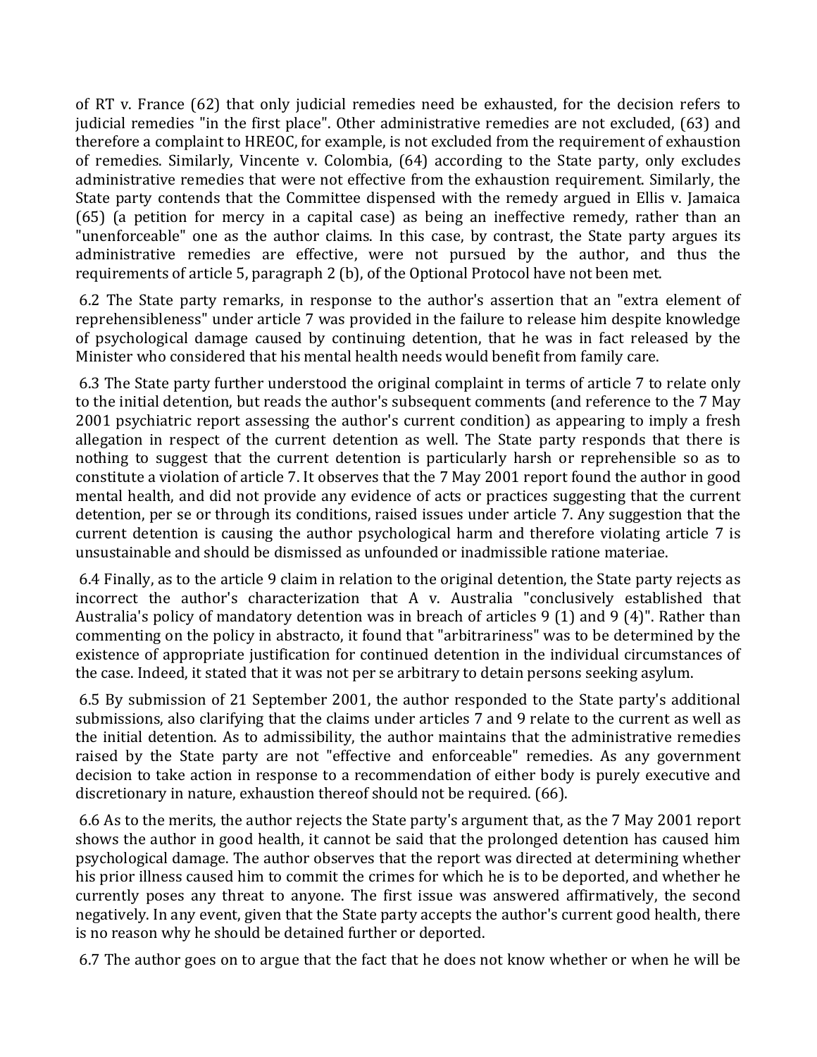of RT v. France (62) that only judicial remedies need be exhausted, for the decision refers to judicial remedies "in the first place". Other administrative remedies are not excluded, (63) and therefore a complaint to HREOC, for example, is not excluded from the requirement of exhaustion of remedies. Similarly, Vincente v. Colombia, (64) according to the State party, only excludes administrative remedies that were not effective from the exhaustion requirement. Similarly, the State party contends that the Committee dispensed with the remedy argued in Ellis v. Jamaica (65) (a petition for mercy in a capital case) as being an ineffective remedy, rather than an "unenforceable" one as the author claims. In this case, by contrast, the State party argues its administrative remedies are effective, were not pursued by the author, and thus the requirements of article 5, paragraph 2 (b), of the Optional Protocol have not been met.

6.2 The State party remarks, in response to the author's assertion that an "extra element of reprehensibleness" under article 7 was provided in the failure to release him despite knowledge of psychological damage caused by continuing detention, that he was in fact released by the Minister who considered that his mental health needs would benefit from family care.

6.3 The State party further understood the original complaint in terms of article 7 to relate only to the initial detention, but reads the author's subsequent comments (and reference to the 7 May 2001 psychiatric report assessing the author's current condition) as appearing to imply a fresh allegation in respect of the current detention as well. The State party responds that there is nothing to suggest that the current detention is particularly harsh or reprehensible so as to constitute a violation of article 7. It observes that the 7 May 2001 report found the author in good mental health, and did not provide any evidence of acts or practices suggesting that the current detention, per se or through its conditions, raised issues under article 7. Any suggestion that the current detention is causing the author psychological harm and therefore violating article 7 is unsustainable and should be dismissed as unfounded or inadmissible ratione materiae.

6.4 Finally, as to the article 9 claim in relation to the original detention, the State party rejects as incorrect the author's characterization that A v. Australia "conclusively established that Australia's policy of mandatory detention was in breach of articles 9 (1) and 9 (4)". Rather than commenting on the policy in abstracto, it found that "arbitrariness" was to be determined by the existence of appropriate justification for continued detention in the individual circumstances of the case. Indeed, it stated that it was not per se arbitrary to detain persons seeking asylum.

6.5 By submission of 21 September 2001, the author responded to the State party's additional submissions, also clarifying that the claims under articles 7 and 9 relate to the current as well as the initial detention. As to admissibility, the author maintains that the administrative remedies raised by the State party are not "effective and enforceable" remedies. As any government decision to take action in response to a recommendation of either body is purely executive and discretionary in nature, exhaustion thereof should not be required. (66).

6.6 As to the merits, the author rejects the State party's argument that, as the 7 May 2001 report shows the author in good health, it cannot be said that the prolonged detention has caused him psychological damage. The author observes that the report was directed at determining whether his prior illness caused him to commit the crimes for which he is to be deported, and whether he currently poses any threat to anyone. The first issue was answered affirmatively, the second negatively. In any event, given that the State party accepts the author's current good health, there is no reason why he should be detained further or deported.

6.7 The author goes on to argue that the fact that he does not know whether or when he will be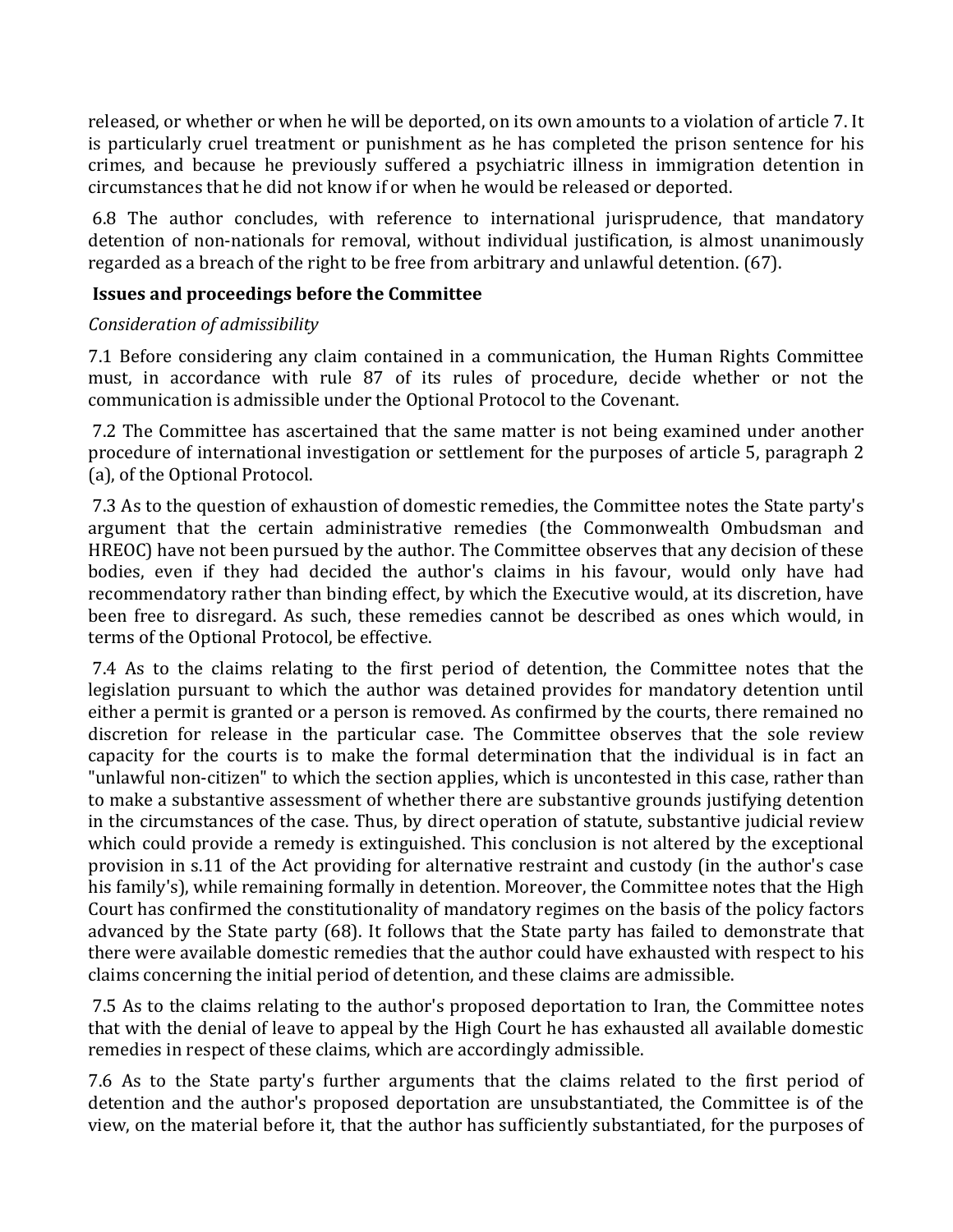released, or whether or when he will be deported, on its own amounts to a violation of article 7. It is particularly cruel treatment or punishment as he has completed the prison sentence for his crimes, and because he previously suffered a psychiatric illness in immigration detention in circumstances that he did not know if or when he would be released or deported.

6.8 The author concludes, with reference to international jurisprudence, that mandatory detention of non-nationals for removal, without individual justification, is almost unanimously regarded as a breach of the right to be free from arbitrary and unlawful detention. (67).

**Issues and proceedings before the Committee**

*Consideration of admissibility*

7.1 Before considering any claim contained in a communication, the Human Rights Committee must, in accordance with rule 87 of its rules of procedure, decide whether or not the communication is admissible under the Optional Protocol to the Covenant.

7.2 The Committee has ascertained that the same matter is not being examined under another procedure of international investigation or settlement for the purposes of article 5, paragraph 2 (a), of the Optional Protocol.

7.3 As to the question of exhaustion of domestic remedies, the Committee notes the State party's argument that the certain administrative remedies (the Commonwealth Ombudsman and HREOC) have not been pursued by the author. The Committee observes that any decision of these bodies, even if they had decided the author's claims in his favour, would only have had recommendatory rather than binding effect, by which the Executive would, at its discretion, have been free to disregard. As such, these remedies cannot be described as ones which would, in terms of the Optional Protocol, be effective.

7.4 As to the claims relating to the first period of detention, the Committee notes that the legislation pursuant to which the author was detained provides for mandatory detention until either a permit is granted or a person is removed. As confirmed by the courts, there remained no discretion for release in the particular case. The Committee observes that the sole review capacity for the courts is to make the formal determination that the individual is in fact an "unlawful non-citizen" to which the section applies, which is uncontested in this case, rather than to make a substantive assessment of whether there are substantive grounds justifying detention in the circumstances of the case. Thus, by direct operation of statute, substantive judicial review which could provide a remedy is extinguished. This conclusion is not altered by the exceptional provision in s.11 of the Act providing for alternative restraint and custody (in the author's case his family's), while remaining formally in detention. Moreover, the Committee notes that the High Court has confirmed the constitutionality of mandatory regimes on the basis of the policy factors advanced by the State party (68). It follows that the State party has failed to demonstrate that there were available domestic remedies that the author could have exhausted with respect to his claims concerning the initial period of detention, and these claims are admissible.

7.5 As to the claims relating to the author's proposed deportation to Iran, the Committee notes that with the denial of leave to appeal by the High Court he has exhausted all available domestic remedies in respect of these claims, which are accordingly admissible.

7.6 As to the State party's further arguments that the claims related to the first period of detention and the author's proposed deportation are unsubstantiated, the Committee is of the view, on the material before it, that the author has sufficiently substantiated, for the purposes of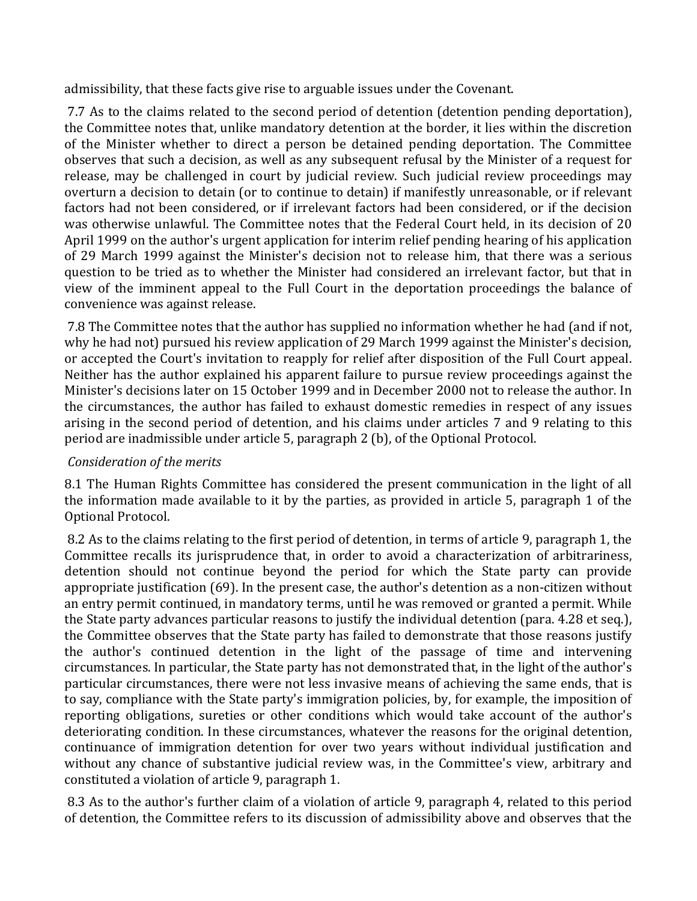admissibility, that these facts give rise to arguable issues under the Covenant.

7.7 As to the claims related to the second period of detention (detention pending deportation), the Committee notes that, unlike mandatory detention at the border, it lies within the discretion of the Minister whether to direct a person be detained pending deportation. The Committee observes that such a decision, as well as any subsequent refusal by the Minister of a request for release, may be challenged in court by judicial review. Such judicial review proceedings may overturn a decision to detain (or to continue to detain) if manifestly unreasonable, or if relevant factors had not been considered, or if irrelevant factors had been considered, or if the decision was otherwise unlawful. The Committee notes that the Federal Court held, in its decision of 20 April 1999 on the author's urgent application for interim relief pending hearing of his application of 29 March 1999 against the Minister's decision not to release him, that there was a serious question to be tried as to whether the Minister had considered an irrelevant factor, but that in view of the imminent appeal to the Full Court in the deportation proceedings the balance of convenience was against release.

7.8 The Committee notes that the author has supplied no information whether he had (and if not, why he had not) pursued his review application of 29 March 1999 against the Minister's decision, or accepted the Court's invitation to reapply for relief after disposition of the Full Court appeal. Neither has the author explained his apparent failure to pursue review proceedings against the Minister's decisions later on 15 October 1999 and in December 2000 not to release the author. In the circumstances, the author has failed to exhaust domestic remedies in respect of any issues arising in the second period of detention, and his claims under articles 7 and 9 relating to this period are inadmissible under article 5, paragraph 2 (b), of the Optional Protocol.

*Consideration of the merits*

8.1 The Human Rights Committee has considered the present communication in the light of all the information made available to it by the parties, as provided in article 5, paragraph 1 of the Optional Protocol.

8.2 As to the claims relating to the first period of detention, in terms of article 9, paragraph 1, the Committee recalls its jurisprudence that, in order to avoid a characterization of arbitrariness, detention should not continue beyond the period for which the State party can provide appropriate justification (69). In the present case, the author's detention as a non-citizen without an entry permit continued, in mandatory terms, until he was removed or granted a permit. While the State party advances particular reasons to justify the individual detention (para. 4.28 et seq.), the Committee observes that the State party has failed to demonstrate that those reasons justify the author's continued detention in the light of the passage of time and intervening circumstances. In particular, the State party has not demonstrated that, in the light of the author's particular circumstances, there were not less invasive means of achieving the same ends, that is to say, compliance with the State party's immigration policies, by, for example, the imposition of reporting obligations, sureties or other conditions which would take account of the author's deteriorating condition. In these circumstances, whatever the reasons for the original detention, continuance of immigration detention for over two years without individual justification and without any chance of substantive judicial review was, in the Committee's view, arbitrary and constituted a violation of article 9, paragraph 1.

8.3 As to the author's further claim of a violation of article 9, paragraph 4, related to this period of detention, the Committee refers to its discussion of admissibility above and observes that the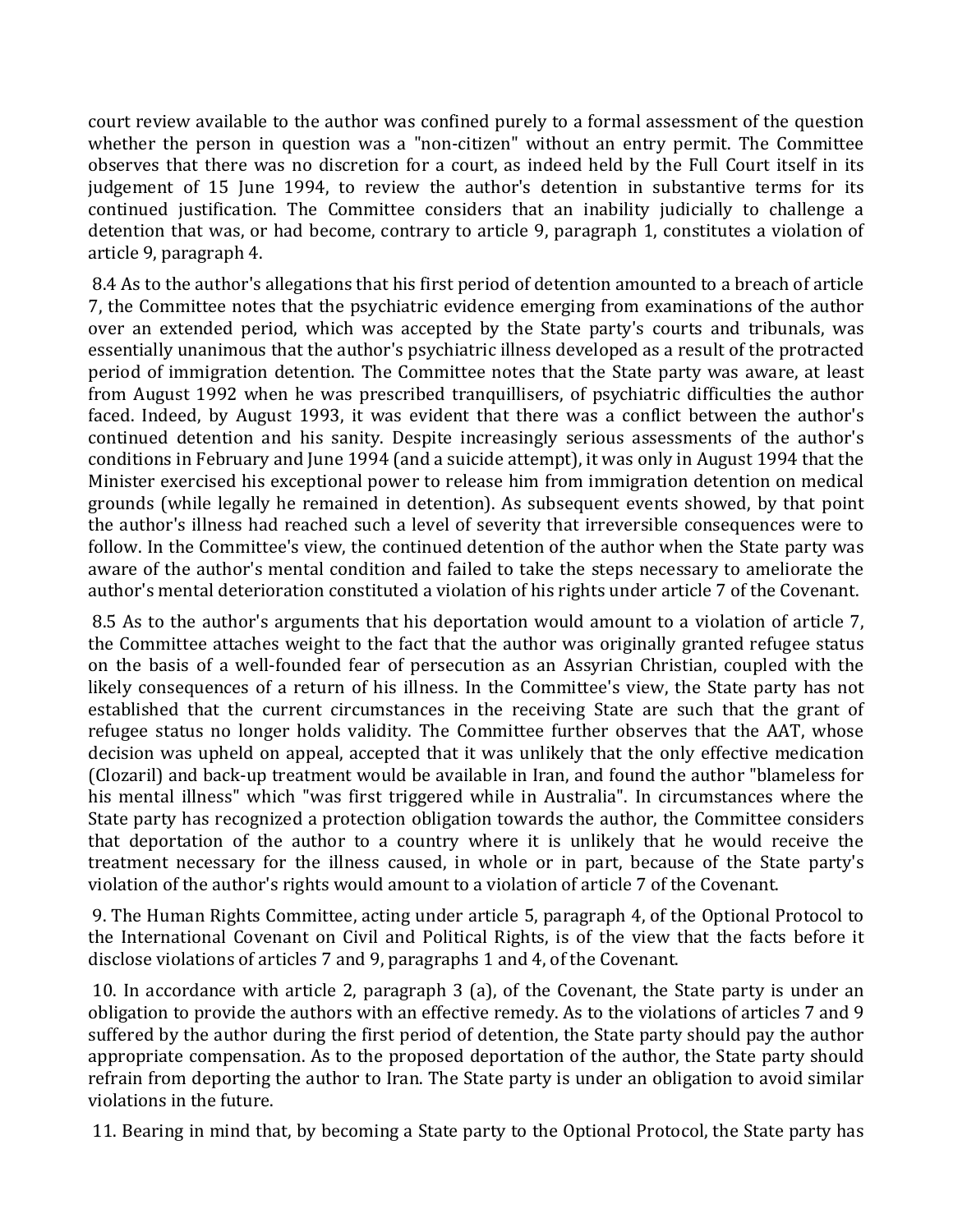court review available to the author was confined purely to a formal assessment of the question whether the person in question was a "non-citizen" without an entry permit. The Committee observes that there was no discretion for a court, as indeed held by the Full Court itself in its judgement of 15 June 1994, to review the author's detention in substantive terms for its continued justification. The Committee considers that an inability judicially to challenge a detention that was, or had become, contrary to article 9, paragraph 1, constitutes a violation of article 9, paragraph 4.

8.4 As to the author's allegations that his first period of detention amounted to a breach of article 7, the Committee notes that the psychiatric evidence emerging from examinations of the author over an extended period, which was accepted by the State party's courts and tribunals, was essentially unanimous that the author's psychiatric illness developed as a result of the protracted period of immigration detention. The Committee notes that the State party was aware, at least from August 1992 when he was prescribed tranquillisers, of psychiatric difficulties the author faced. Indeed, by August 1993, it was evident that there was a conflict between the author's continued detention and his sanity. Despite increasingly serious assessments of the author's conditions in February and June 1994 (and a suicide attempt), it was only in August 1994 that the Minister exercised his exceptional power to release him from immigration detention on medical grounds (while legally he remained in detention). As subsequent events showed, by that point the author's illness had reached such a level of severity that irreversible consequences were to follow. In the Committee's view, the continued detention of the author when the State party was aware of the author's mental condition and failed to take the steps necessary to ameliorate the author's mental deterioration constituted a violation of his rights under article 7 of the Covenant.

8.5 As to the author's arguments that his deportation would amount to a violation of article 7, the Committee attaches weight to the fact that the author was originally granted refugee status on the basis of a well-founded fear of persecution as an Assyrian Christian, coupled with the likely consequences of a return of his illness. In the Committee's view, the State party has not established that the current circumstances in the receiving State are such that the grant of refugee status no longer holds validity. The Committee further observes that the AAT, whose decision was upheld on appeal, accepted that it was unlikely that the only effective medication (Clozaril) and back-up treatment would be available in Iran, and found the author "blameless for his mental illness" which "was first triggered while in Australia". In circumstances where the State party has recognized a protection obligation towards the author, the Committee considers that deportation of the author to a country where it is unlikely that he would receive the treatment necessary for the illness caused, in whole or in part, because of the State party's violation of the author's rights would amount to a violation of article 7 of the Covenant.

9. The Human Rights Committee, acting under article 5, paragraph 4, of the Optional Protocol to the International Covenant on Civil and Political Rights, is of the view that the facts before it disclose violations of articles 7 and 9, paragraphs 1 and 4, of the Covenant.

10. In accordance with article 2, paragraph 3 (a), of the Covenant, the State party is under an obligation to provide the authors with an effective remedy. As to the violations of articles 7 and 9 suffered by the author during the first period of detention, the State party should pay the author appropriate compensation. As to the proposed deportation of the author, the State party should refrain from deporting the author to Iran. The State party is under an obligation to avoid similar violations in the future.

11. Bearing in mind that, by becoming a State party to the Optional Protocol, the State party has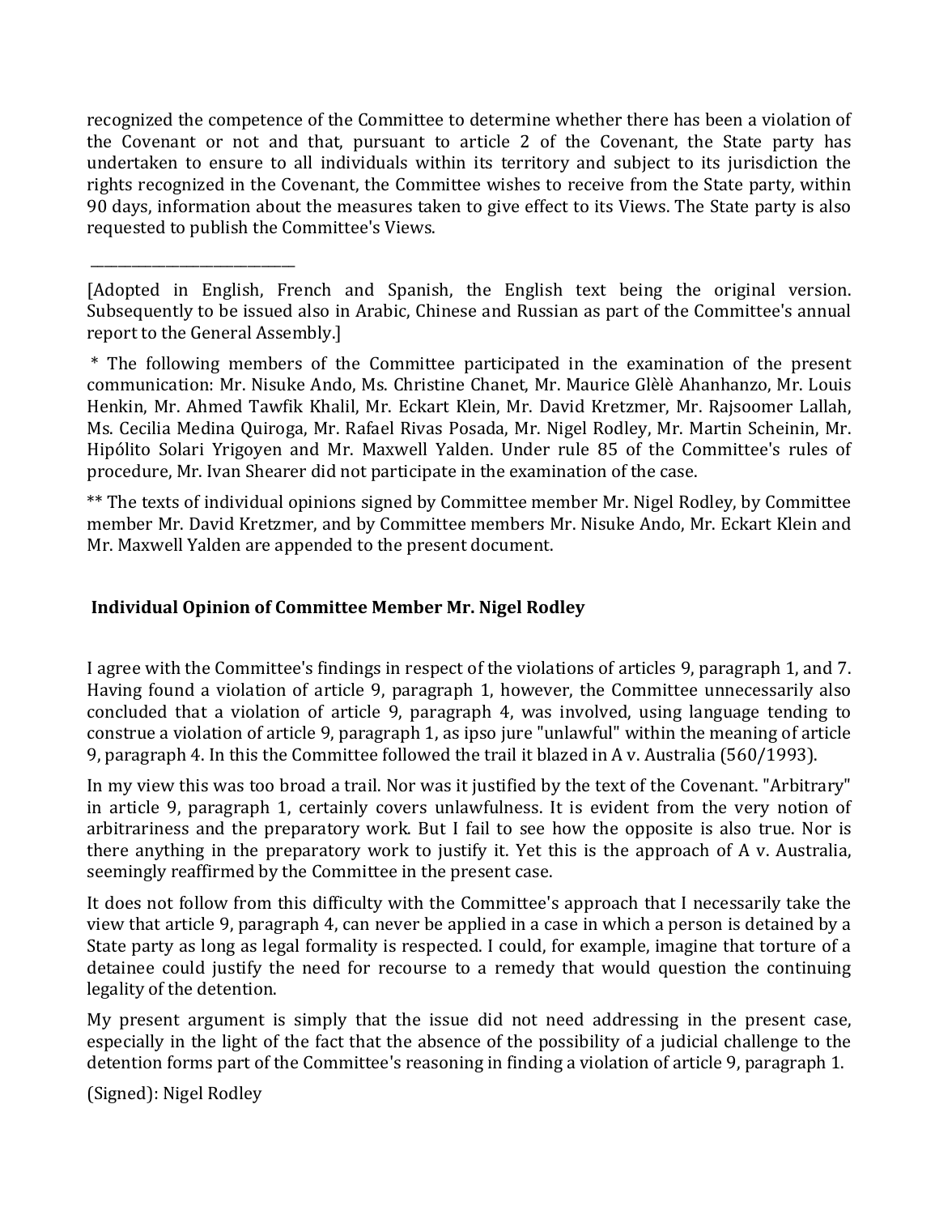recognized the competence of the Committee to determine whether there has been a violation of the Covenant or not and that, pursuant to article 2 of the Covenant, the State party has undertaken to ensure to all individuals within its territory and subject to its jurisdiction the rights recognized in the Covenant, the Committee wishes to receive from the State party, within 90 days, information about the measures taken to give effect to its Views. The State party is also requested to publish the Committee's Views.

______________________________

[Adopted in English, French and Spanish, the English text being the original version. Subsequently to be issued also in Arabic, Chinese and Russian as part of the Committee's annual report to the General Assembly.]

* The following members of the Committee participated in the examination of the present communication: Mr. Nisuke Ando, Ms. Christine Chanet, Mr. Maurice Glèlè Ahanhanzo, Mr. Louis Henkin, Mr. Ahmed Tawfik Khalil, Mr. Eckart Klein, Mr. David Kretzmer, Mr. Rajsoomer Lallah, Ms. Cecilia Medina Quiroga, Mr. Rafael Rivas Posada, Mr. Nigel Rodley, Mr. Martin Scheinin, Mr. Hipólito Solari Yrigoyen and Mr. Maxwell Yalden. Under rule 85 of the Committee's rules of procedure, Mr. Ivan Shearer did not participate in the examination of the case.

** The texts of individual opinions signed by Committee member Mr. Nigel Rodley, by Committee member Mr. David Kretzmer, and by Committee members Mr. Nisuke Ando, Mr. Eckart Klein and Mr. Maxwell Yalden are appended to the present document.

## Individual Opinion of Committee Member Mr. Nigel Rodley

I agree with the Committee's findings in respect of the violations of articles 9, paragraph 1, and 7. Having found a violation of article 9, paragraph 1, however, the Committee unnecessarily also concluded that a violation of article 9, paragraph 4, was involved, using language tending to construe a violation of article 9, paragraph 1, as ipso jure "unlawful" within the meaning of article 9, paragraph 4. In this the Committee followed the trail it blazed in A v. Australia (560/1993).

In my view this was too broad a trail. Nor was it justified by the text of the Covenant. "Arbitrary" in article 9, paragraph 1, certainly covers unlawfulness. It is evident from the very notion of arbitrariness and the preparatory work. But I fail to see how the opposite is also true. Nor is there anything in the preparatory work to justify it. Yet this is the approach of A v. Australia, seemingly reaffirmed by the Committee in the present case.

It does not follow from this difficulty with the Committee's approach that I necessarily take the view that article 9, paragraph 4, can never be applied in a case in which a person is detained by a State party as long as legal formality is respected. I could, for example, imagine that torture of a detainee could justify the need for recourse to a remedy that would question the continuing legality of the detention.

My present argument is simply that the issue did not need addressing in the present case, especially in the light of the fact that the absence of the possibility of a judicial challenge to the detention forms part of the Committee's reasoning in finding a violation of article 9, paragraph 1.

(Signed): Nigel Rodley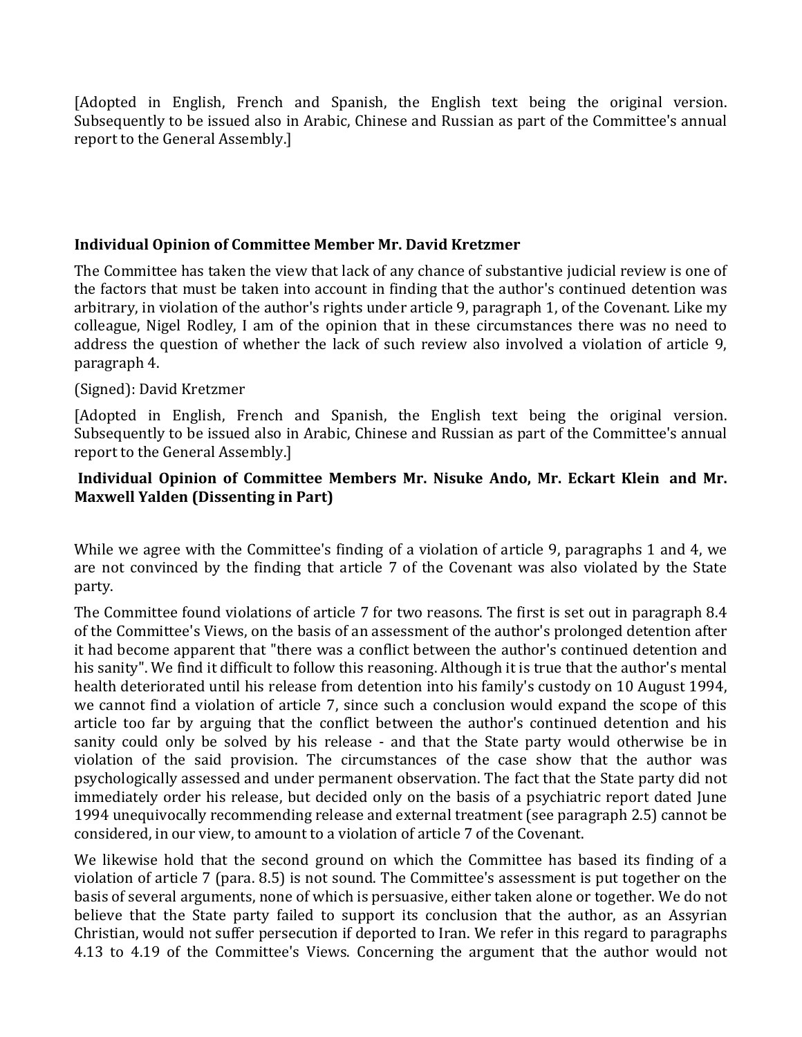[Adopted in English, French and Spanish, the English text being the original version. Subsequently to be issued also in Arabic, Chinese and Russian as part of the Committee's annual report to the General Assembly.]

**Individual Opinion of Committee Member Mr. David Kretzmer**

The Committee has taken the view that lack of any chance of substantive judicial review is one of the factors that must be taken into account in finding that the author's continued detention was arbitrary, in violation of the author's rights under article 9, paragraph 1, of the Covenant. Like my colleague, Nigel Rodley, I am of the opinion that in these circumstances there was no need to address the question of whether the lack of such review also involved a violation of article 9, paragraph 4.

(Signed): David Kretzmer

[Adopted in English, French and Spanish, the English text being the original version. Subsequently to be issued also in Arabic, Chinese and Russian as part of the Committee's annual report to the General Assembly.]

**Individual Opinion of Committee Members Mr. Nisuke Ando, Mr. Eckart Klein and Mr. Maxwell Yalden (Dissenting in Part)**

While we agree with the Committee's finding of a violation of article 9, paragraphs 1 and 4, we are not convinced by the finding that article 7 of the Covenant was also violated by the State party.

The Committee found violations of article 7 for two reasons. The first is set out in paragraph 8.4 of the Committee's Views, on the basis of an assessment of the author's prolonged detention after it had become apparent that "there was a conflict between the author's continued detention and his sanity". We find it difficult to follow this reasoning. Although it is true that the author's mental health deteriorated until his release from detention into his family's custody on 10 August 1994, we cannot find a violation of article 7, since such a conclusion would expand the scope of this article too far by arguing that the conflict between the author's continued detention and his sanity could only be solved by his release - and that the State party would otherwise be in violation of the said provision. The circumstances of the case show that the author was psychologically assessed and under permanent observation. The fact that the State party did not immediately order his release, but decided only on the basis of a psychiatric report dated June 1994 unequivocally recommending release and external treatment (see paragraph 2.5) cannot be considered, in our view, to amount to a violation of article 7 of the Covenant.

We likewise hold that the second ground on which the Committee has based its finding of a violation of article 7 (para. 8.5) is not sound. The Committee's assessment is put together on the basis of several arguments, none of which is persuasive, either taken alone or together. We do not believe that the State party failed to support its conclusion that the author, as an Assyrian Christian, would not suffer persecution if deported to Iran. We refer in this regard to paragraphs 4.13 to 4.19 of the Committee's Views. Concerning the argument that the author would not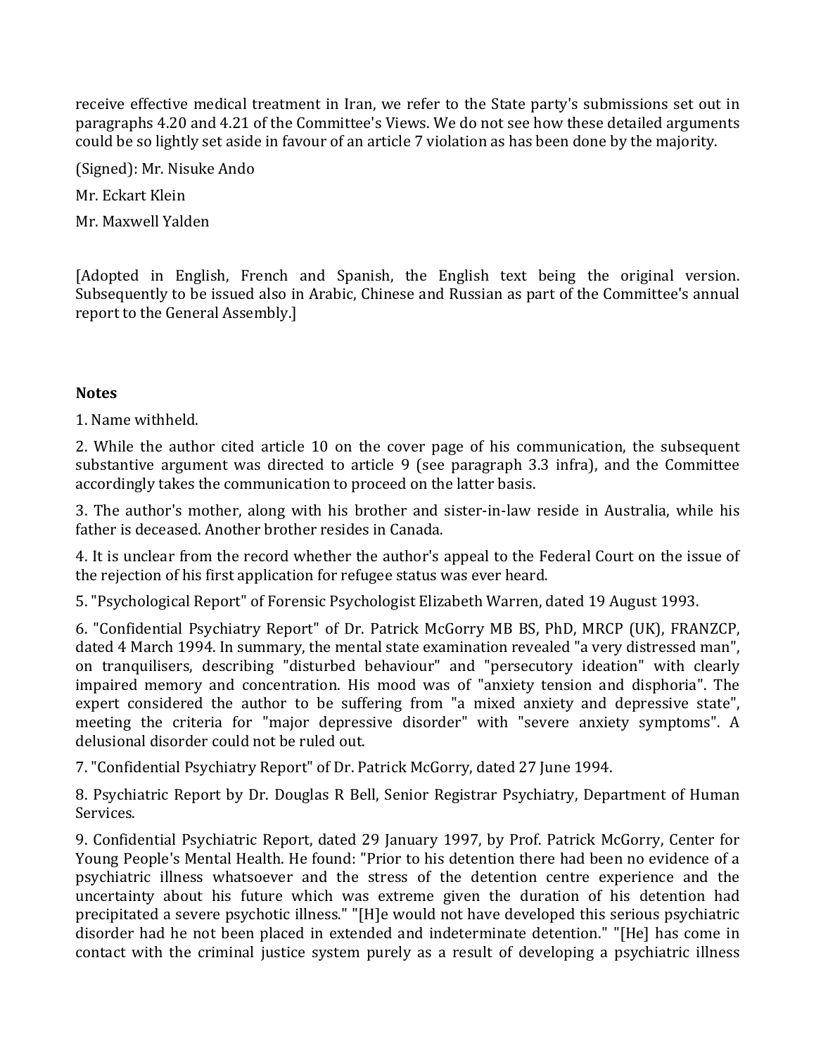receive effective medical treatment in Iran, we refer to the State party's submissions set out in paragraphs 4.20 and 4.21 of the Committee's Views. We do not see how these detailed arguments could be so lightly set aside in favour of an article 7 violation as has been done by the majority.

(Signed): Mr. Nisuke Ando

Mr. Eckart Klein

Mr. Maxwell Yalden

[Adopted in English, French and Spanish, the English text being the original version. Subsequently to be issued also in Arabic, Chinese and Russian as part of the Committee's annual report to the General Assembly.]

**Notes**

1. Name withheld.

2. While the author cited article 10 on the cover page of his communication, the subsequent substantive argument was directed to article 9 (see paragraph 3.3 infra), and the Committee accordingly takes the communication to proceed on the latter basis.

3. The author's mother, along with his brother and sister-in-law reside in Australia, while his father is deceased. Another brother resides in Canada.

4. It is unclear from the record whether the author's appeal to the Federal Court on the issue of the rejection of his first application for refugee status was ever heard.

5. "Psychological Report" of Forensic Psychologist Elizabeth Warren, dated 19 August 1993.

6. "Confidential Psychiatry Report" of Dr. Patrick McGorry MB BS, PhD, MRCP (UK), FRANZCP, dated 4 March 1994. In summary, the mental state examination revealed "a very distressed man", on tranquilisers, describing "disturbed behaviour" and "persecutory ideation" with clearly impaired memory and concentration. His mood was of "anxiety tension and disphoria". The expert considered the author to be suffering from "a mixed anxiety and depressive state", meeting the criteria for "major depressive disorder" with "severe anxiety symptoms". A delusional disorder could not be ruled out.

7. "Confidential Psychiatry Report" of Dr. Patrick McGorry, dated 27 June 1994.

8. Psychiatric Report by Dr. Douglas R Bell, Senior Registrar Psychiatry, Department of Human Services.

9. Confidential Psychiatric Report, dated 29 January 1997, by Prof. Patrick McGorry, Center for Young People's Mental Health. He found: "Prior to his detention there had been no evidence of a psychiatric illness whatsoever and the stress of the detention centre experience and the uncertainty about his future which was extreme given the duration of his detention had precipitated a severe psychotic illness." "[H]e would not have developed this serious psychiatric disorder had he not been placed in extended and indeterminate detention." "[He] has come in contact with the criminal justice system purely as a result of developing a psychiatric illness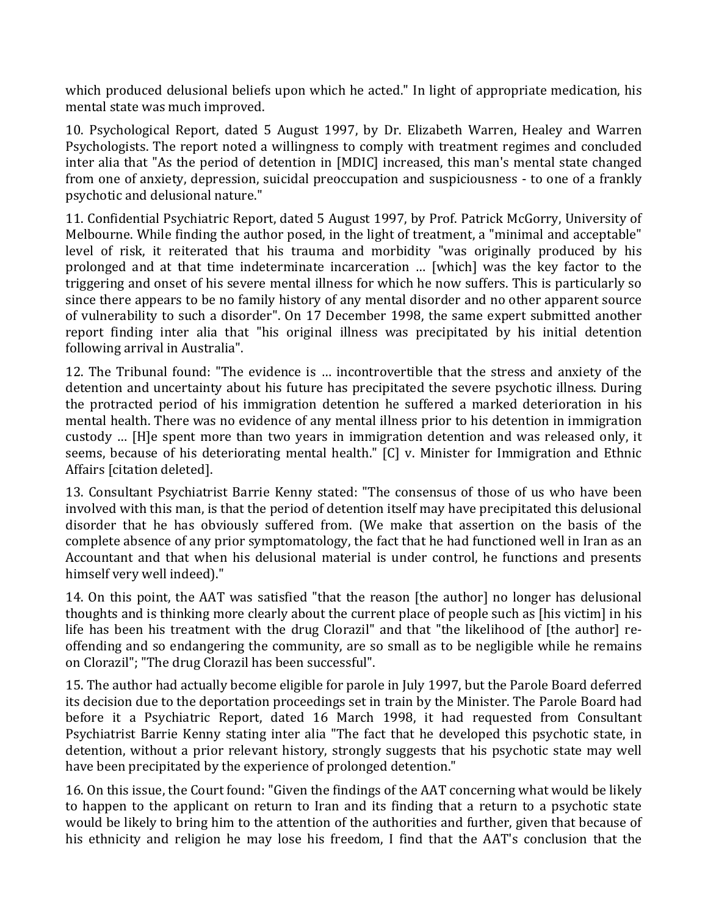which produced delusional beliefs upon which he acted." In light of appropriate medication, his mental state was much improved.

10. Psychological Report, dated 5 August 1997, by Dr. Elizabeth Warren, Healey and Warren Psychologists. The report noted a willingness to comply with treatment regimes and concluded inter alia that "As the period of detention in [MDIC] increased, this man's mental state changed from one of anxiety, depression, suicidal preoccupation and suspiciousness - to one of a frankly psychotic and delusional nature."

11. Confidential Psychiatric Report, dated 5 August 1997, by Prof. Patrick McGorry, University of Melbourne. While finding the author posed, in the light of treatment, a "minimal and acceptable" level of risk, it reiterated that his trauma and morbidity "was originally produced by his prolonged and at that time indeterminate incarceration … [which] was the key factor to the triggering and onset of his severe mental illness for which he now suffers. This is particularly so since there appears to be no family history of any mental disorder and no other apparent source of vulnerability to such a disorder". On 17 December 1998, the same expert submitted another report finding inter alia that "his original illness was precipitated by his initial detention following arrival in Australia".

12. The Tribunal found: "The evidence is … incontrovertible that the stress and anxiety of the detention and uncertainty about his future has precipitated the severe psychotic illness. During the protracted period of his immigration detention he suffered a marked deterioration in his mental health. There was no evidence of any mental illness prior to his detention in immigration custody … [H]e spent more than two years in immigration detention and was released only, it seems, because of his deteriorating mental health." [C] v. Minister for Immigration and Ethnic Affairs [citation deleted].

13. Consultant Psychiatrist Barrie Kenny stated: "The consensus of those of us who have been involved with this man, is that the period of detention itself may have precipitated this delusional disorder that he has obviously suffered from. (We make that assertion on the basis of the complete absence of any prior symptomatology, the fact that he had functioned well in Iran as an Accountant and that when his delusional material is under control, he functions and presents himself very well indeed)."

14. On this point, the AAT was satisfied "that the reason [the author] no longer has delusional thoughts and is thinking more clearly about the current place of people such as [his victim] in his life has been his treatment with the drug Clorazil" and that "the likelihood of [the author] re-offending and so endangering the community, are so small as to be negligible while he remains on Clorazil"; "The drug Clorazil has been successful".

15. The author had actually become eligible for parole in July 1997, but the Parole Board deferred its decision due to the deportation proceedings set in train by the Minister. The Parole Board had before it a Psychiatric Report, dated 16 March 1998, it had requested from Consultant Psychiatrist Barrie Kenny stating inter alia "The fact that he developed this psychotic state, in detention, without a prior relevant history, strongly suggests that his psychotic state may well have been precipitated by the experience of prolonged detention."

16. On this issue, the Court found: "Given the findings of the AAT concerning what would be likely to happen to the applicant on return to Iran and its finding that a return to a psychotic state would be likely to bring him to the attention of the authorities and further, given that because of his ethnicity and religion he may lose his freedom, I find that the AAT's conclusion that the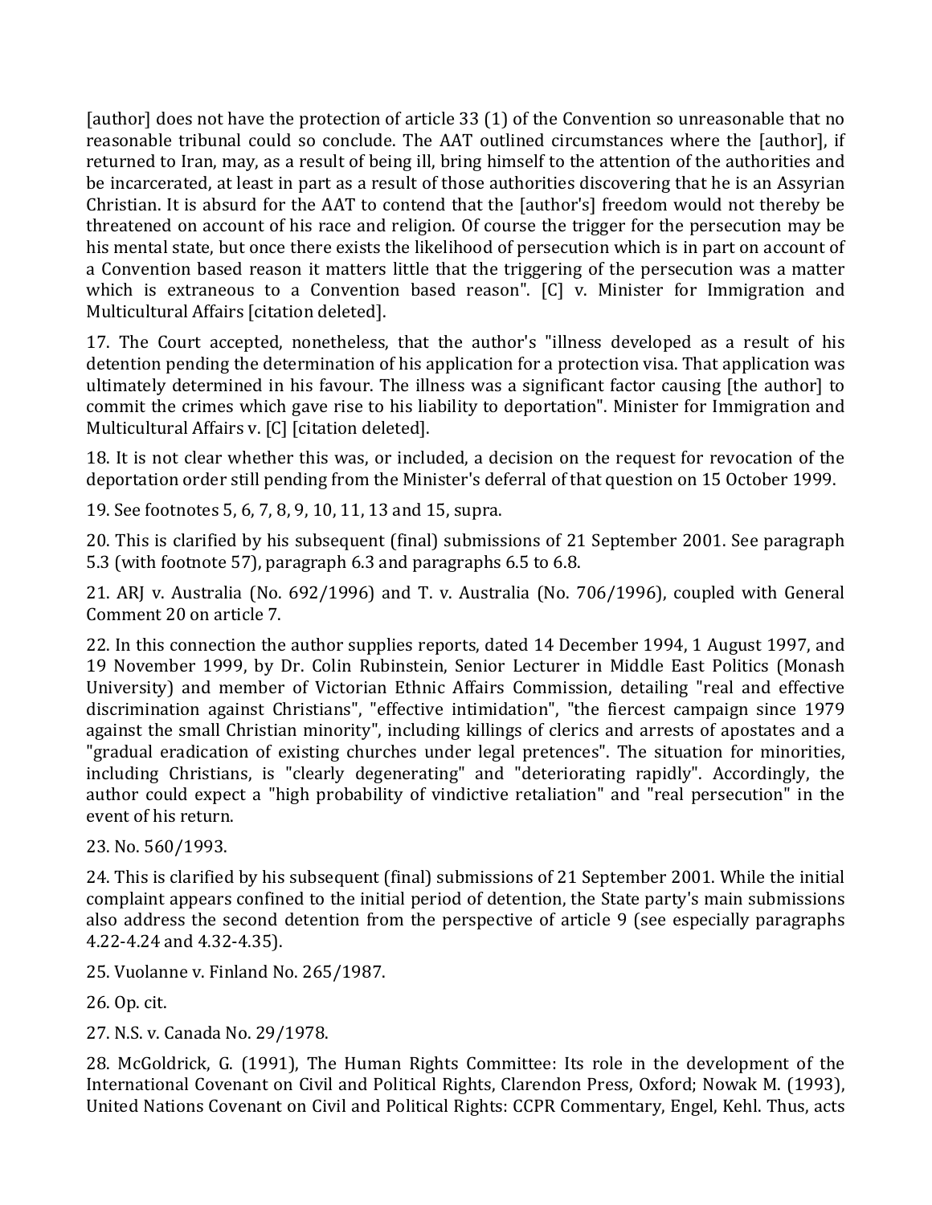[author] does not have the protection of article 33 (1) of the Convention so unreasonable that no reasonable tribunal could so conclude. The AAT outlined circumstances where the [author], if returned to Iran, may, as a result of being ill, bring himself to the attention of the authorities and be incarcerated, at least in part as a result of those authorities discovering that he is an Assyrian Christian. It is absurd for the AAT to contend that the [author's] freedom would not thereby be threatened on account of his race and religion. Of course the trigger for the persecution may be his mental state, but once there exists the likelihood of persecution which is in part on account of a Convention based reason it matters little that the triggering of the persecution was a matter which is extraneous to a Convention based reason". [C] v. Minister for Immigration and Multicultural Affairs [citation deleted].

17. The Court accepted, nonetheless, that the author's "illness developed as a result of his detention pending the determination of his application for a protection visa. That application was ultimately determined in his favour. The illness was a significant factor causing [the author] to commit the crimes which gave rise to his liability to deportation". Minister for Immigration and Multicultural Affairs v. [C] [citation deleted].

18. It is not clear whether this was, or included, a decision on the request for revocation of the deportation order still pending from the Minister's deferral of that question on 15 October 1999.

19. See footnotes 5, 6, 7, 8, 9, 10, 11, 13 and 15, supra.

20. This is clarified by his subsequent (final) submissions of 21 September 2001. See paragraph 5.3 (with footnote 57), paragraph 6.3 and paragraphs 6.5 to 6.8.

21. ARJ v. Australia (No. 692/1996) and T. v. Australia (No. 706/1996), coupled with General Comment 20 on article 7.

22. In this connection the author supplies reports, dated 14 December 1994, 1 August 1997, and 19 November 1999, by Dr. Colin Rubinstein, Senior Lecturer in Middle East Politics (Monash University) and member of Victorian Ethnic Affairs Commission, detailing "real and effective discrimination against Christians", "effective intimidation", "the fiercest campaign since 1979 against the small Christian minority", including killings of clerics and arrests of apostates and a "gradual eradication of existing churches under legal pretences". The situation for minorities, including Christians, is "clearly degenerating" and "deteriorating rapidly". Accordingly, the author could expect a "high probability of vindictive retaliation" and "real persecution" in the event of his return.

23. No. 560/1993.

24. This is clarified by his subsequent (final) submissions of 21 September 2001. While the initial complaint appears confined to the initial period of detention, the State party's main submissions also address the second detention from the perspective of article 9 (see especially paragraphs 4.22-4.24 and 4.32-4.35).

25. Vuolanne v. Finland No. 265/1987.

26. Op. cit.

27. N.S. v. Canada No. 29/1978.

28. McGoldrick, G. (1991), The Human Rights Committee: Its role in the development of the International Covenant on Civil and Political Rights, Clarendon Press, Oxford; Nowak M. (1993), United Nations Covenant on Civil and Political Rights: CCPR Commentary, Engel, Kehl. Thus, acts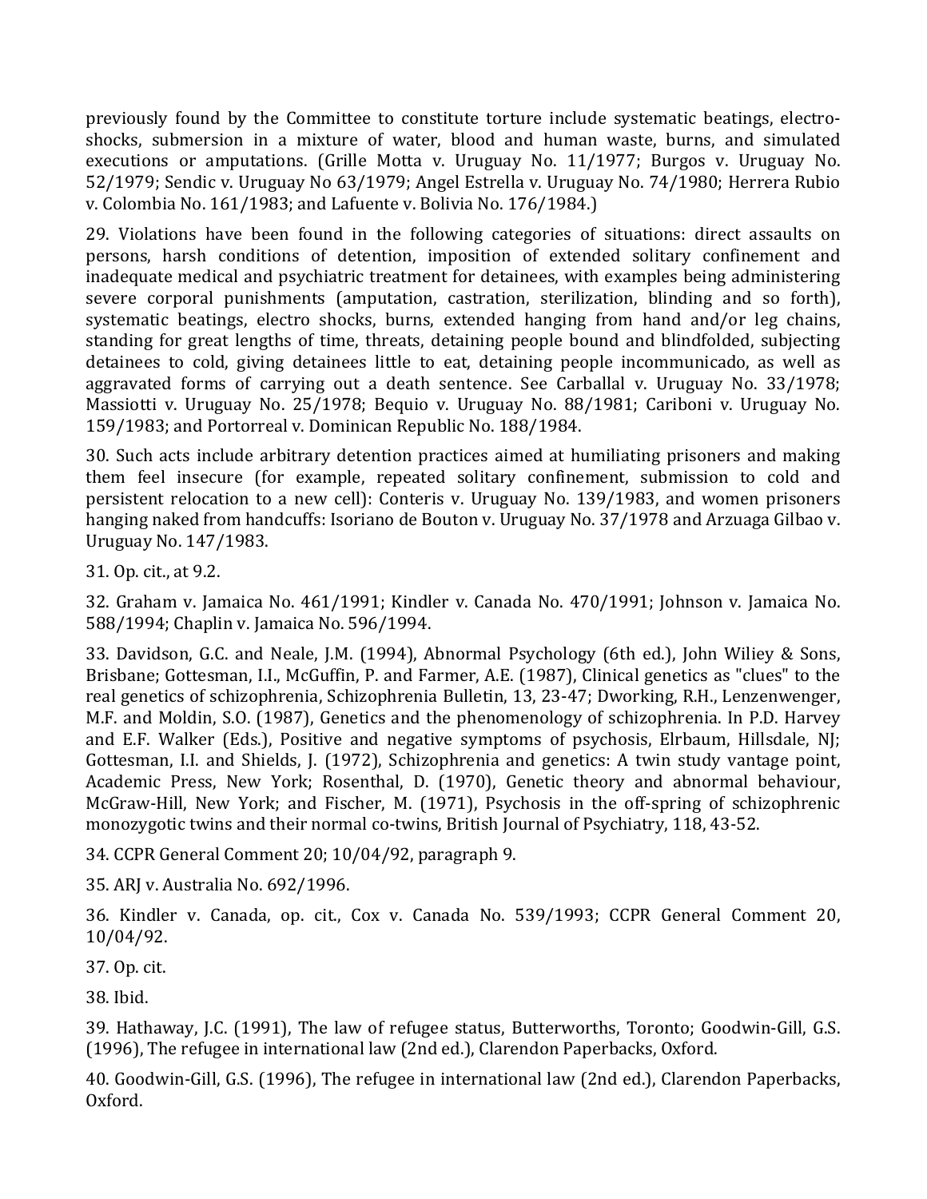previously found by the Committee to constitute torture include systematic beatings, electro-shocks, submersion in a mixture of water, blood and human waste, burns, and simulated executions or amputations. (Grille Motta v. Uruguay No. 11/1977; Burgos v. Uruguay No. 52/1979; Sendic v. Uruguay No 63/1979; Angel Estrella v. Uruguay No. 74/1980; Herrera Rubio v. Colombia No. 161/1983; and Lafuente v. Bolivia No. 176/1984.)

29. Violations have been found in the following categories of situations: direct assaults on persons, harsh conditions of detention, imposition of extended solitary confinement and inadequate medical and psychiatric treatment for detainees, with examples being administering severe corporal punishments (amputation, castration, sterilization, blinding and so forth), systematic beatings, electro shocks, burns, extended hanging from hand and/or leg chains, standing for great lengths of time, threats, detaining people bound and blindfolded, subjecting detainees to cold, giving detainees little to eat, detaining people incommunicado, as well as aggravated forms of carrying out a death sentence. See Carballal v. Uruguay No. 33/1978; Massiotti v. Uruguay No. 25/1978; Bequio v. Uruguay No. 88/1981; Cariboni v. Uruguay No. 159/1983; and Portorreal v. Dominican Republic No. 188/1984.

30. Such acts include arbitrary detention practices aimed at humiliating prisoners and making them feel insecure (for example, repeated solitary confinement, submission to cold and persistent relocation to a new cell): Conteris v. Uruguay No. 139/1983, and women prisoners hanging naked from handcuffs: Isoriano de Bouton v. Uruguay No. 37/1978 and Arzuaga Gilbao v. Uruguay No. 147/1983.

31. Op. cit., at 9.2.

32. Graham v. Jamaica No. 461/1991; Kindler v. Canada No. 470/1991; Johnson v. Jamaica No. 588/1994; Chaplin v. Jamaica No. 596/1994.

33. Davidson, G.C. and Neale, J.M. (1994), Abnormal Psychology (6th ed.), John Wiliey & Sons, Brisbane; Gottesman, I.I., McGuffin, P. and Farmer, A.E. (1987), Clinical genetics as "clues" to the real genetics of schizophrenia, Schizophrenia Bulletin, 13, 23-47; Dworking, R.H., Lenzenwenger, M.F. and Moldin, S.O. (1987), Genetics and the phenomenology of schizophrenia. In P.D. Harvey and E.F. Walker (Eds.), Positive and negative symptoms of psychosis, Elrbaum, Hillsdale, NJ; Gottesman, I.I. and Shields, J. (1972), Schizophrenia and genetics: A twin study vantage point, Academic Press, New York; Rosenthal, D. (1970), Genetic theory and abnormal behaviour, McGraw-Hill, New York; and Fischer, M. (1971), Psychosis in the off-spring of schizophrenic monozygotic twins and their normal co-twins, British Journal of Psychiatry, 118, 43-52.

34. CCPR General Comment 20; 10/04/92, paragraph 9.

35. ARJ v. Australia No. 692/1996.

36. Kindler v. Canada, op. cit., Cox v. Canada No. 539/1993; CCPR General Comment 20, 10/04/92.

37. Op. cit.

38. Ibid.

39. Hathaway, J.C. (1991), The law of refugee status, Butterworths, Toronto; Goodwin-Gill, G.S. (1996), The refugee in international law (2nd ed.), Clarendon Paperbacks, Oxford.

40. Goodwin-Gill, G.S. (1996), The refugee in international law (2nd ed.), Clarendon Paperbacks, Oxford.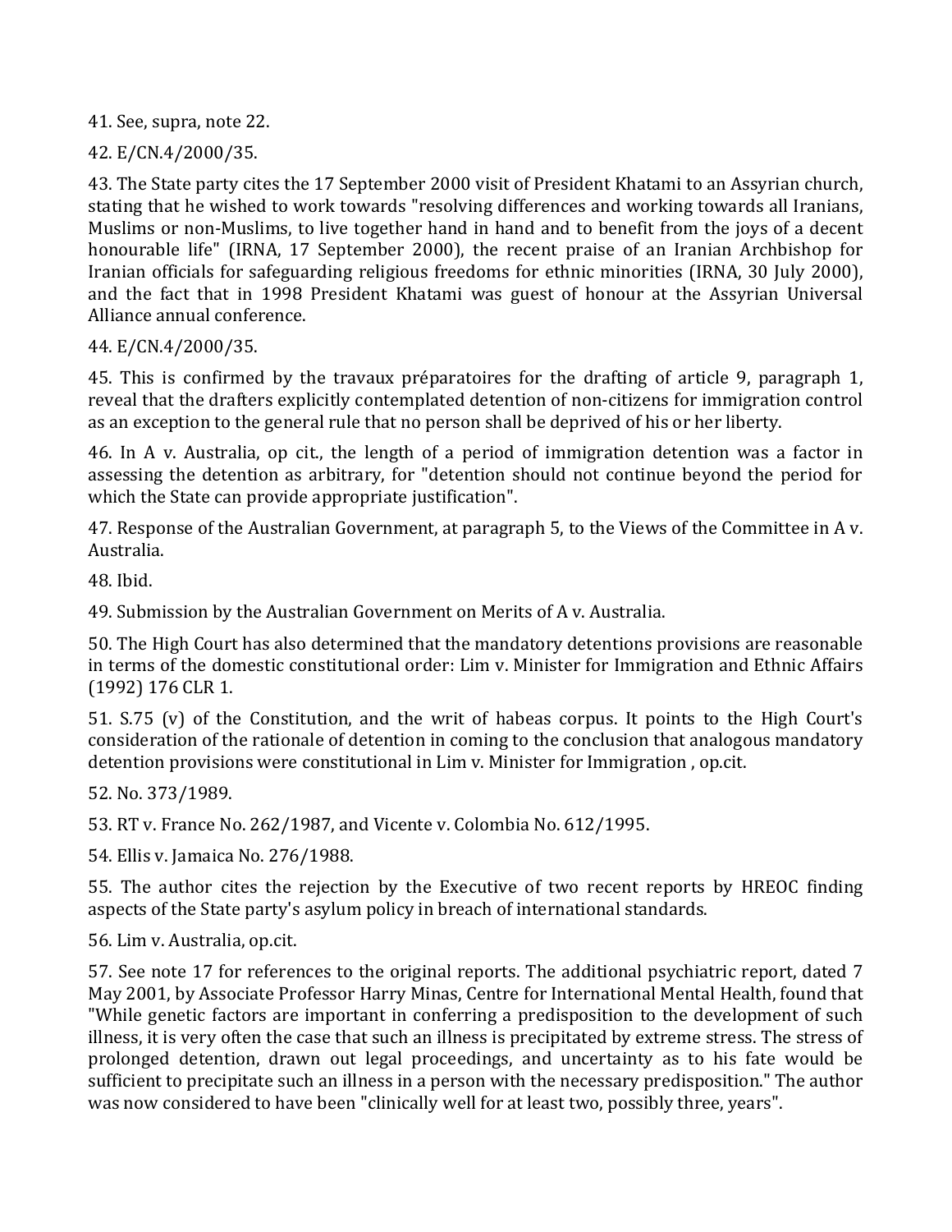41. See, supra, note 22.

42. E/CN.4/2000/35.

43. The State party cites the 17 September 2000 visit of President Khatami to an Assyrian church, stating that he wished to work towards "resolving differences and working towards all Iranians, Muslims or non-Muslims, to live together hand in hand and to benefit from the joys of a decent honourable life" (IRNA, 17 September 2000), the recent praise of an Iranian Archbishop for Iranian officials for safeguarding religious freedoms for ethnic minorities (IRNA, 30 July 2000), and the fact that in 1998 President Khatami was guest of honour at the Assyrian Universal Alliance annual conference.

44. E/CN.4/2000/35.

45. This is confirmed by the travaux préparatoires for the drafting of article 9, paragraph 1, reveal that the drafters explicitly contemplated detention of non-citizens for immigration control as an exception to the general rule that no person shall be deprived of his or her liberty.

46. In A v. Australia, op cit., the length of a period of immigration detention was a factor in assessing the detention as arbitrary, for "detention should not continue beyond the period for which the State can provide appropriate justification".

47. Response of the Australian Government, at paragraph 5, to the Views of the Committee in A v. Australia.

48. Ibid.

49. Submission by the Australian Government on Merits of A v. Australia.

50. The High Court has also determined that the mandatory detentions provisions are reasonable in terms of the domestic constitutional order: Lim v. Minister for Immigration and Ethnic Affairs (1992) 176 CLR 1.

51. S.75 (v) of the Constitution, and the writ of habeas corpus. It points to the High Court's consideration of the rationale of detention in coming to the conclusion that analogous mandatory detention provisions were constitutional in Lim v. Minister for Immigration , op.cit.

52. No. 373/1989.

53. RT v. France No. 262/1987, and Vicente v. Colombia No. 612/1995.

54. Ellis v. Jamaica No. 276/1988.

55. The author cites the rejection by the Executive of two recent reports by HREOC finding aspects of the State party's asylum policy in breach of international standards.

56. Lim v. Australia, op.cit.

57. See note 17 for references to the original reports. The additional psychiatric report, dated 7 May 2001, by Associate Professor Harry Minas, Centre for International Mental Health, found that "While genetic factors are important in conferring a predisposition to the development of such illness, it is very often the case that such an illness is precipitated by extreme stress. The stress of prolonged detention, drawn out legal proceedings, and uncertainty as to his fate would be sufficient to precipitate such an illness in a person with the necessary predisposition." The author was now considered to have been "clinically well for at least two, possibly three, years".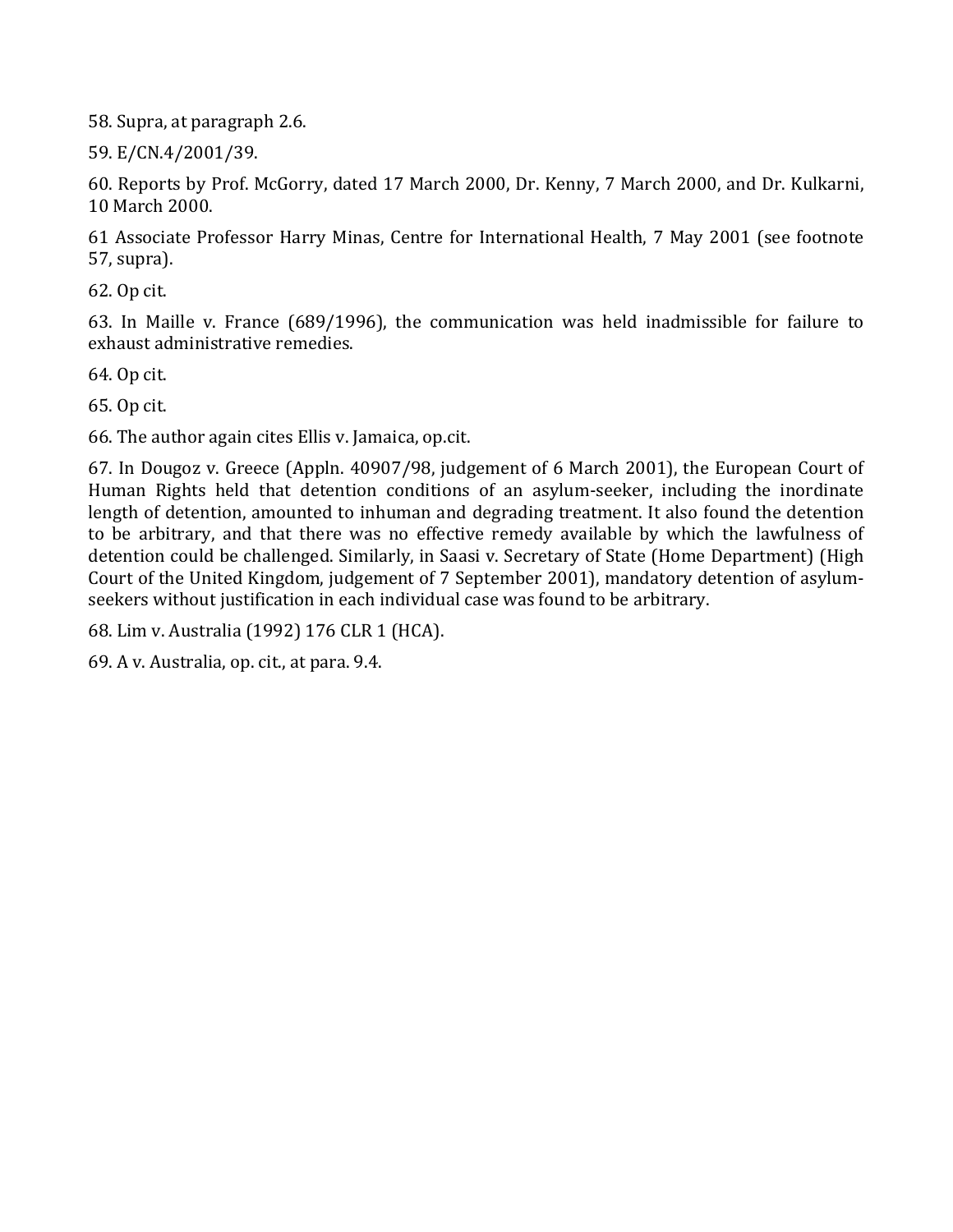58. Supra, at paragraph 2.6.

59. E/CN.4/2001/39.

60. Reports by Prof. McGorry, dated 17 March 2000, Dr. Kenny, 7 March 2000, and Dr. Kulkarni, 10 March 2000.

61 Associate Professor Harry Minas, Centre for International Health, 7 May 2001 (see footnote 57, supra).

62. Op cit.

63. In Maille v. France (689/1996), the communication was held inadmissible for failure to exhaust administrative remedies.

64. Op cit.

65. Op cit.

66. The author again cites Ellis v. Jamaica, op.cit.

67. In Dougoz v. Greece (Appln. 40907/98, judgement of 6 March 2001), the European Court of Human Rights held that detention conditions of an asylum-seeker, including the inordinate length of detention, amounted to inhuman and degrading treatment. It also found the detention to be arbitrary, and that there was no effective remedy available by which the lawfulness of detention could be challenged. Similarly, in Saasi v. Secretary of State (Home Department) (High Court of the United Kingdom, judgement of 7 September 2001), mandatory detention of asylum-seekers without justification in each individual case was found to be arbitrary.

68. Lim v. Australia (1992) 176 CLR 1 (HCA).

69. A v. Australia, op. cit., at para. 9.4.